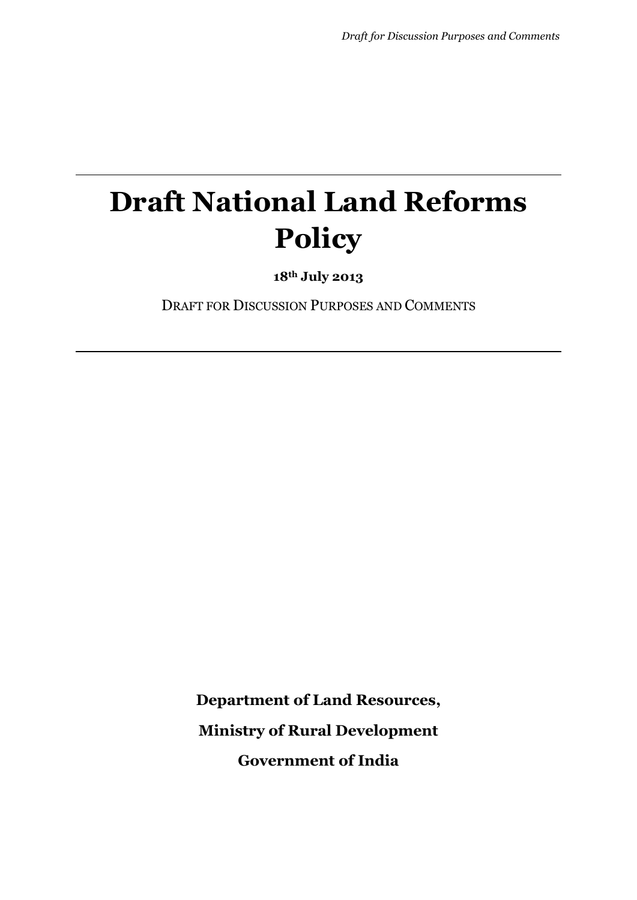# Draft National Land Reforms Policy

**18th July 2013**

DRAFT FOR DISCUSSION PURPOSES AND COMMENTS

**Department of Land Resources,**

**Ministry of Rural Development**

**Government of India**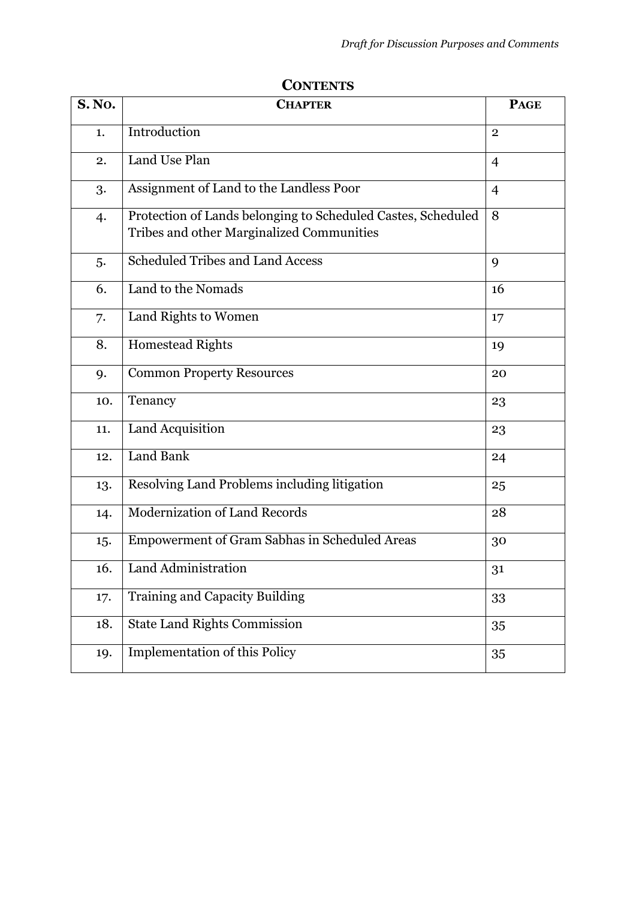## Contents

| S. No. | Chapter | Page |
|---|---|---|
| 1. | Introduction | 2 |
| 2. | Land Use Plan | 4 |
| 3. | Assignment of Land to the Landless Poor | 4 |
| 4. | Protection of Lands belonging to Scheduled Castes, Scheduled Tribes and other Marginalized Communities | 8 |
| 5. | Scheduled Tribes and Land Access | 9 |
| 6. | Land to the Nomads | 16 |
| 7. | Land Rights to Women | 17 |
| 8. | Homestead Rights | 19 |
| 9. | Common Property Resources | 20 |
| 10. | Tenancy | 23 |
| 11. | Land Acquisition | 23 |
| 12. | Land Bank | 24 |
| 13. | Resolving Land Problems including litigation | 25 |
| 14. | Modernization of Land Records | 28 |
| 15. | Empowerment of Gram Sabhas in Scheduled Areas | 30 |
| 16. | Land Administration | 31 |
| 17. | Training and Capacity Building | 33 |
| 18. | State Land Rights Commission | 35 |
| 19. | Implementation of this Policy | 35 |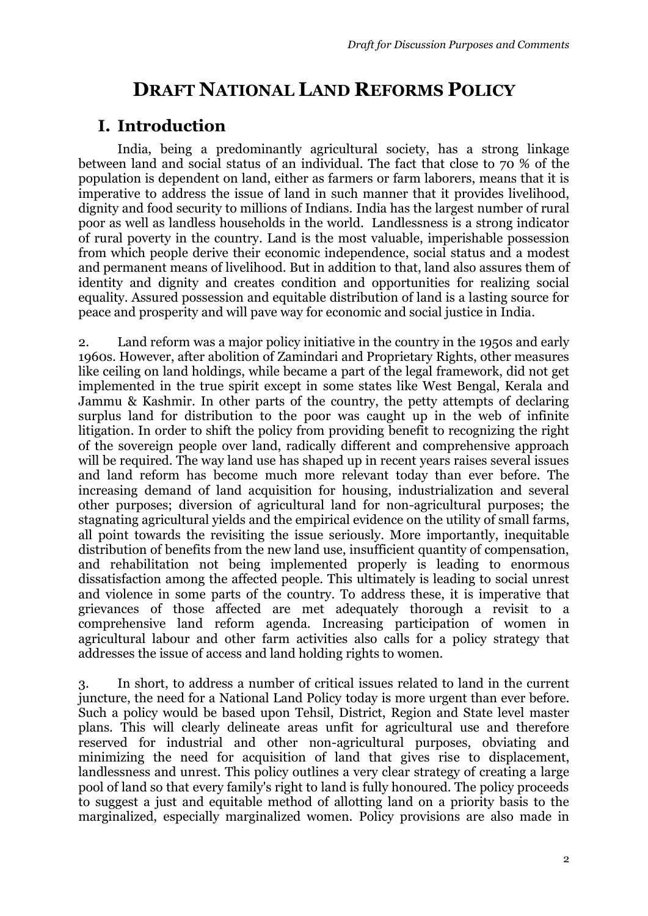# DRAFT NATIONAL LAND REFORMS POLICY

## I. Introduction

India, being a predominantly agricultural society, has a strong linkage between land and social status of an individual. The fact that close to 70 % of the population is dependent on land, either as farmers or farm laborers, means that it is imperative to address the issue of land in such manner that it provides livelihood, dignity and food security to millions of Indians. India has the largest number of rural poor as well as landless households in the world. Landlessness is a strong indicator of rural poverty in the country. Land is the most valuable, imperishable possession from which people derive their economic independence, social status and a modest and permanent means of livelihood. But in addition to that, land also assures them of identity and dignity and creates condition and opportunities for realizing social equality. Assured possession and equitable distribution of land is a lasting source for peace and prosperity and will pave way for economic and social justice in India.

2. Land reform was a major policy initiative in the country in the 1950s and early 1960s. However, after abolition of Zamindari and Proprietary Rights, other measures like ceiling on land holdings, while became a part of the legal framework, did not get implemented in the true spirit except in some states like West Bengal, Kerala and Jammu & Kashmir. In other parts of the country, the petty attempts of declaring surplus land for distribution to the poor was caught up in the web of infinite litigation. In order to shift the policy from providing benefit to recognizing the right of the sovereign people over land, radically different and comprehensive approach will be required. The way land use has shaped up in recent years raises several issues and land reform has become much more relevant today than ever before. The increasing demand of land acquisition for housing, industrialization and several other purposes; diversion of agricultural land for non-agricultural purposes; the stagnating agricultural yields and the empirical evidence on the utility of small farms, all point towards the revisiting the issue seriously. More importantly, inequitable distribution of benefits from the new land use, insufficient quantity of compensation, and rehabilitation not being implemented properly is leading to enormous dissatisfaction among the affected people. This ultimately is leading to social unrest and violence in some parts of the country. To address these, it is imperative that grievances of those affected are met adequately thorough a revisit to a comprehensive land reform agenda. Increasing participation of women in agricultural labour and other farm activities also calls for a policy strategy that addresses the issue of access and land holding rights to women.

3. In short, to address a number of critical issues related to land in the current juncture, the need for a National Land Policy today is more urgent than ever before. Such a policy would be based upon Tehsil, District, Region and State level master plans. This will clearly delineate areas unfit for agricultural use and therefore reserved for industrial and other non-agricultural purposes, obviating and minimizing the need for acquisition of land that gives rise to displacement, landlessness and unrest. This policy outlines a very clear strategy of creating a large pool of land so that every family's right to land is fully honoured. The policy proceeds to suggest a just and equitable method of allotting land on a priority basis to the marginalized, especially marginalized women. Policy provisions are also made in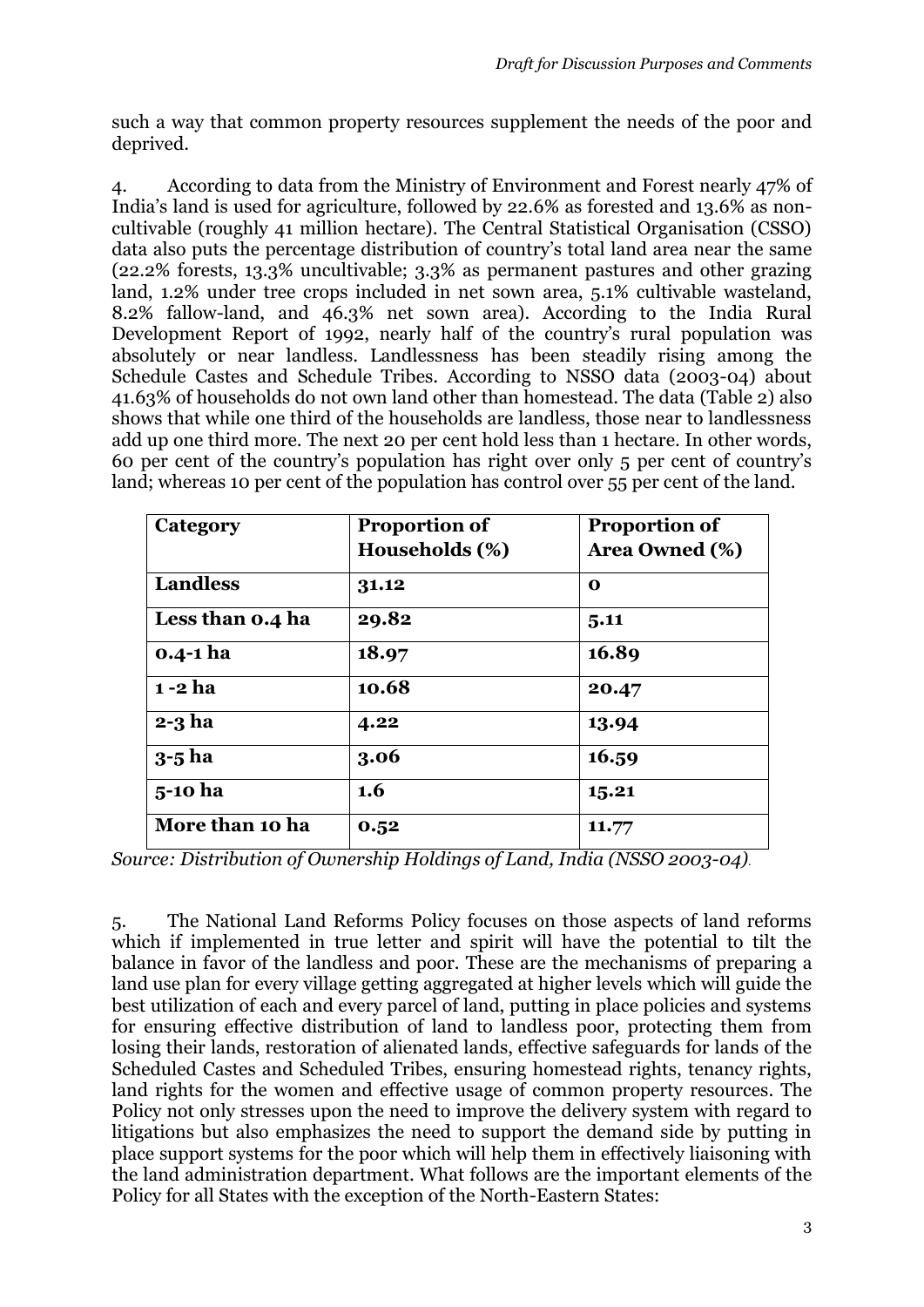such a way that common property resources supplement the needs of the poor and deprived.

4. According to data from the Ministry of Environment and Forest nearly 47% of India's land is used for agriculture, followed by 22.6% as forested and 13.6% as non-cultivable (roughly 41 million hectare). The Central Statistical Organisation (CSSO) data also puts the percentage distribution of country's total land area near the same (22.2% forests, 13.3% uncultivable; 3.3% as permanent pastures and other grazing land, 1.2% under tree crops included in net sown area, 5.1% cultivable wasteland, 8.2% fallow-land, and 46.3% net sown area). According to the India Rural Development Report of 1992, nearly half of the country's rural population was absolutely or near landless. Landlessness has been steadily rising among the Schedule Castes and Schedule Tribes. According to NSSO data (2003-04) about 41.63% of households do not own land other than homestead. The data (Table 2) also shows that while one third of the households are landless, those near to landlessness add up one third more. The next 20 per cent hold less than 1 hectare. In other words, 60 per cent of the country's population has right over only 5 per cent of country's land; whereas 10 per cent of the population has control over 55 per cent of the land.

| Category | Proportion of Households (%) | Proportion of Area Owned (%) |
|---|---|---|
| **Landless** | **31.12** | **0** |
| **Less than 0.4 ha** | **29.82** | **5.11** |
| **0.4-1 ha** | **18.97** | **16.89** |
| **1 -2 ha** | **10.68** | **20.47** |
| **2-3 ha** | **4.22** | **13.94** |
| **3-5 ha** | **3.06** | **16.59** |
| **5-10 ha** | **1.6** | **15.21** |
| **More than 10 ha** | **0.52** | **11.77** |

*Source: Distribution of Ownership Holdings of Land, India (NSSO 2003-04).*

5. The National Land Reforms Policy focuses on those aspects of land reforms which if implemented in true letter and spirit will have the potential to tilt the balance in favor of the landless and poor. These are the mechanisms of preparing a land use plan for every village getting aggregated at higher levels which will guide the best utilization of each and every parcel of land, putting in place policies and systems for ensuring effective distribution of land to landless poor, protecting them from losing their lands, restoration of alienated lands, effective safeguards for lands of the Scheduled Castes and Scheduled Tribes, ensuring homestead rights, tenancy rights, land rights for the women and effective usage of common property resources. The Policy not only stresses upon the need to improve the delivery system with regard to litigations but also emphasizes the need to support the demand side by putting in place support systems for the poor which will help them in effectively liaisoning with the land administration department. What follows are the important elements of the Policy for all States with the exception of the North-Eastern States: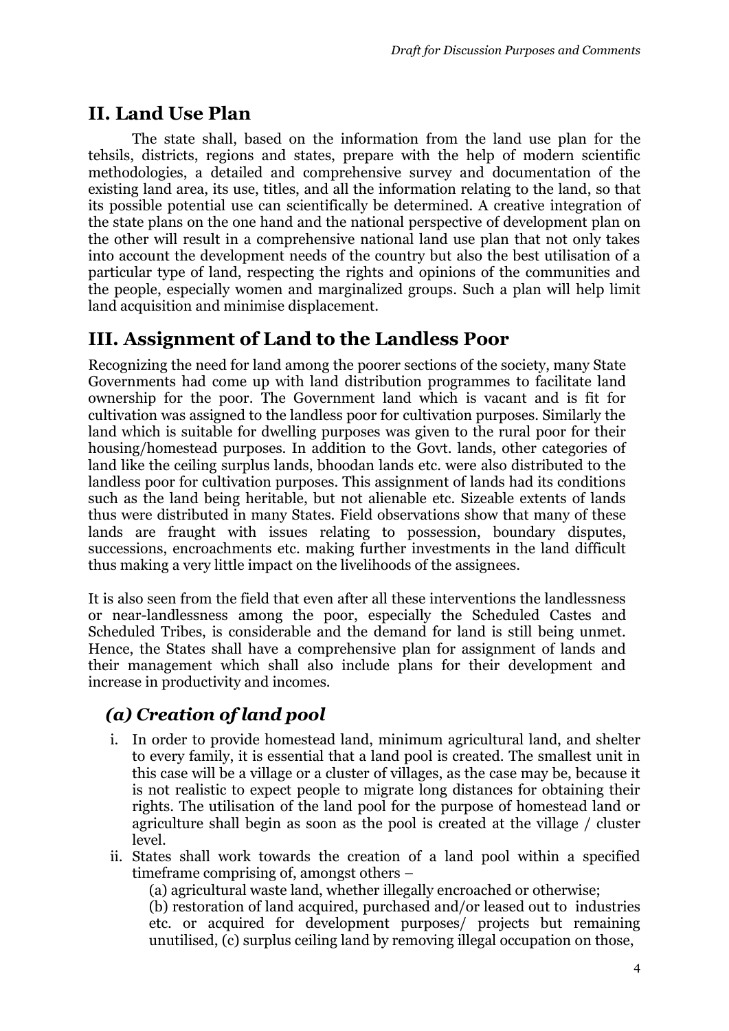## II. Land Use Plan

The state shall, based on the information from the land use plan for the tehsils, districts, regions and states, prepare with the help of modern scientific methodologies, a detailed and comprehensive survey and documentation of the existing land area, its use, titles, and all the information relating to the land, so that its possible potential use can scientifically be determined. A creative integration of the state plans on the one hand and the national perspective of development plan on the other will result in a comprehensive national land use plan that not only takes into account the development needs of the country but also the best utilisation of a particular type of land, respecting the rights and opinions of the communities and the people, especially women and marginalized groups. Such a plan will help limit land acquisition and minimise displacement.

## III. Assignment of Land to the Landless Poor

Recognizing the need for land among the poorer sections of the society, many State Governments had come up with land distribution programmes to facilitate land ownership for the poor. The Government land which is vacant and is fit for cultivation was assigned to the landless poor for cultivation purposes. Similarly the land which is suitable for dwelling purposes was given to the rural poor for their housing/homestead purposes. In addition to the Govt. lands, other categories of land like the ceiling surplus lands, bhoodan lands etc. were also distributed to the landless poor for cultivation purposes. This assignment of lands had its conditions such as the land being heritable, but not alienable etc. Sizeable extents of lands thus were distributed in many States. Field observations show that many of these lands are fraught with issues relating to possession, boundary disputes, successions, encroachments etc. making further investments in the land difficult thus making a very little impact on the livelihoods of the assignees.

It is also seen from the field that even after all these interventions the landlessness or near-landlessness among the poor, especially the Scheduled Castes and Scheduled Tribes, is considerable and the demand for land is still being unmet. Hence, the States shall have a comprehensive plan for assignment of lands and their management which shall also include plans for their development and increase in productivity and incomes.

### *(a) Creation of land pool*

i. In order to provide homestead land, minimum agricultural land, and shelter to every family, it is essential that a land pool is created. The smallest unit in this case will be a village or a cluster of villages, as the case may be, because it is not realistic to expect people to migrate long distances for obtaining their rights. The utilisation of the land pool for the purpose of homestead land or agriculture shall begin as soon as the pool is created at the village / cluster level.

ii. States shall work towards the creation of a land pool within a specified timeframe comprising of, amongst others –

(a) agricultural waste land, whether illegally encroached or otherwise;

(b) restoration of land acquired, purchased and/or leased out to industries etc. or acquired for development purposes/ projects but remaining unutilised, (c) surplus ceiling land by removing illegal occupation on those,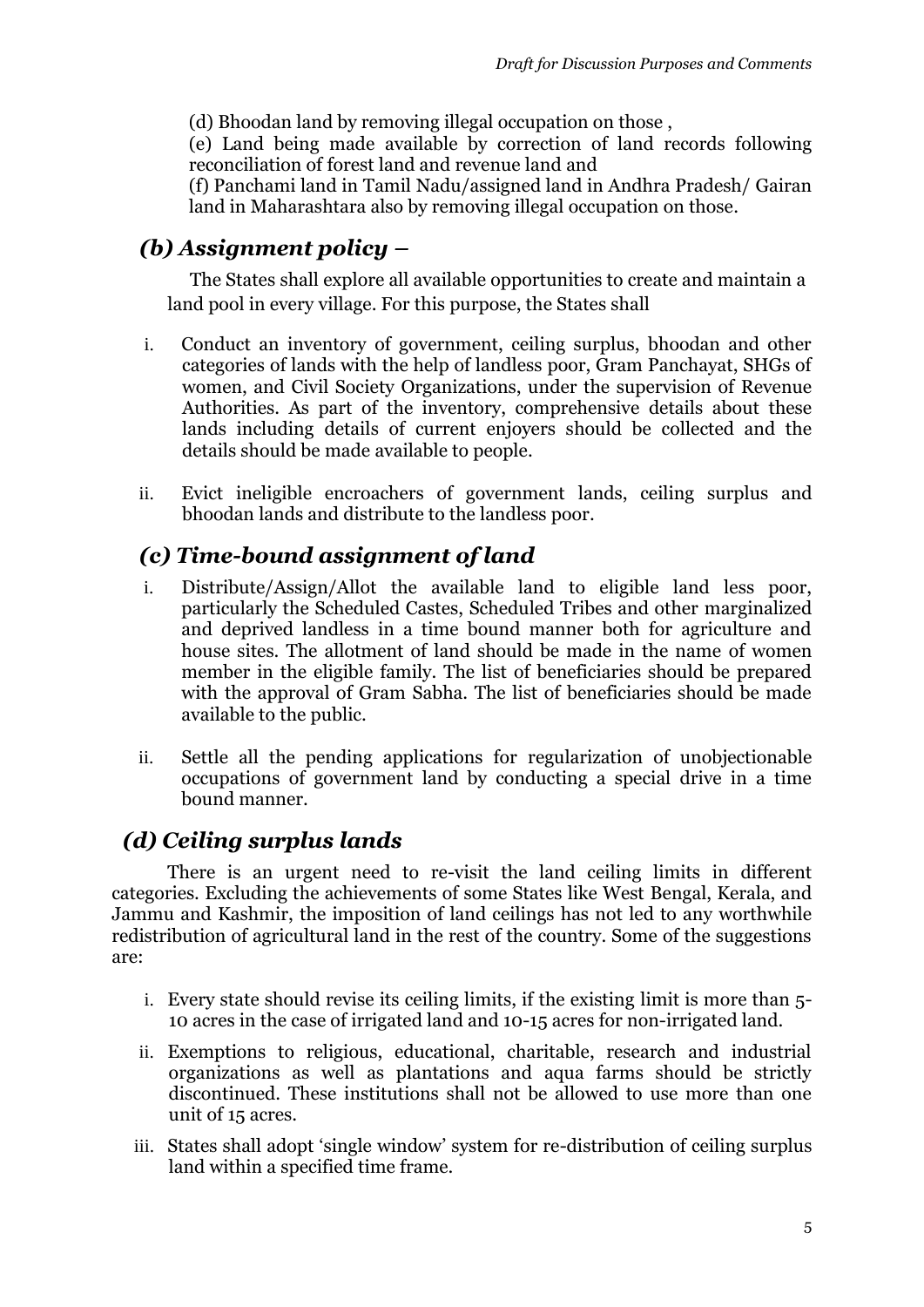(d) Bhoodan land by removing illegal occupation on those ,

(e) Land being made available by correction of land records following reconciliation of forest land and revenue land and

(f) Panchami land in Tamil Nadu/assigned land in Andhra Pradesh/ Gairan land in Maharashtara also by removing illegal occupation on those.

### *(b) Assignment policy –*

The States shall explore all available opportunities to create and maintain a land pool in every village. For this purpose, the States shall

i. Conduct an inventory of government, ceiling surplus, bhoodan and other categories of lands with the help of landless poor, Gram Panchayat, SHGs of women, and Civil Society Organizations, under the supervision of Revenue Authorities. As part of the inventory, comprehensive details about these lands including details of current enjoyers should be collected and the details should be made available to people.

ii. Evict ineligible encroachers of government lands, ceiling surplus and bhoodan lands and distribute to the landless poor.

### *(c) Time-bound assignment of land*

i. Distribute/Assign/Allot the available land to eligible land less poor, particularly the Scheduled Castes, Scheduled Tribes and other marginalized and deprived landless in a time bound manner both for agriculture and house sites. The allotment of land should be made in the name of women member in the eligible family. The list of beneficiaries should be prepared with the approval of Gram Sabha. The list of beneficiaries should be made available to the public.

ii. Settle all the pending applications for regularization of unobjectionable occupations of government land by conducting a special drive in a time bound manner.

### *(d) Ceiling surplus lands*

There is an urgent need to re-visit the land ceiling limits in different categories. Excluding the achievements of some States like West Bengal, Kerala, and Jammu and Kashmir, the imposition of land ceilings has not led to any worthwhile redistribution of agricultural land in the rest of the country. Some of the suggestions are:

i. Every state should revise its ceiling limits, if the existing limit is more than 5-10 acres in the case of irrigated land and 10-15 acres for non-irrigated land.

ii. Exemptions to religious, educational, charitable, research and industrial organizations as well as plantations and aqua farms should be strictly discontinued. These institutions shall not be allowed to use more than one unit of 15 acres.

iii. States shall adopt 'single window' system for re-distribution of ceiling surplus land within a specified time frame.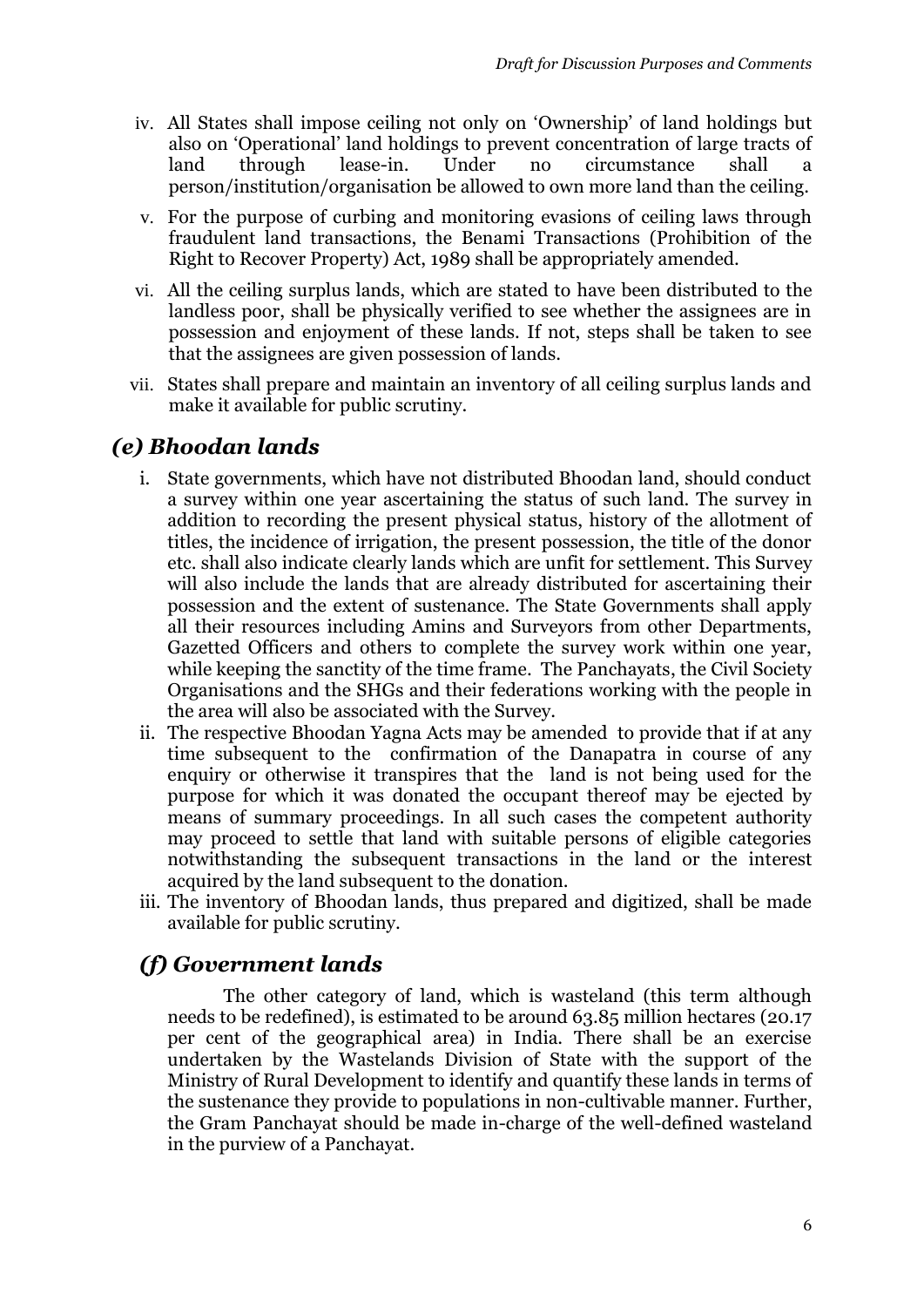iv. All States shall impose ceiling not only on 'Ownership' of land holdings but also on 'Operational' land holdings to prevent concentration of large tracts of land through lease-in. Under no circumstance shall a person/institution/organisation be allowed to own more land than the ceiling.

v. For the purpose of curbing and monitoring evasions of ceiling laws through fraudulent land transactions, the Benami Transactions (Prohibition of the Right to Recover Property) Act, 1989 shall be appropriately amended.

vi. All the ceiling surplus lands, which are stated to have been distributed to the landless poor, shall be physically verified to see whether the assignees are in possession and enjoyment of these lands. If not, steps shall be taken to see that the assignees are given possession of lands.

vii. States shall prepare and maintain an inventory of all ceiling surplus lands and make it available for public scrutiny.

## *(e) Bhoodan lands*

i. State governments, which have not distributed Bhoodan land, should conduct a survey within one year ascertaining the status of such land. The survey in addition to recording the present physical status, history of the allotment of titles, the incidence of irrigation, the present possession, the title of the donor etc. shall also indicate clearly lands which are unfit for settlement. This Survey will also include the lands that are already distributed for ascertaining their possession and the extent of sustenance. The State Governments shall apply all their resources including Amins and Surveyors from other Departments, Gazetted Officers and others to complete the survey work within one year, while keeping the sanctity of the time frame. The Panchayats, the Civil Society Organisations and the SHGs and their federations working with the people in the area will also be associated with the Survey.

ii. The respective Bhoodan Yagna Acts may be amended to provide that if at any time subsequent to the confirmation of the Danapatra in course of any enquiry or otherwise it transpires that the land is not being used for the purpose for which it was donated the occupant thereof may be ejected by means of summary proceedings. In all such cases the competent authority may proceed to settle that land with suitable persons of eligible categories notwithstanding the subsequent transactions in the land or the interest acquired by the land subsequent to the donation.

iii. The inventory of Bhoodan lands, thus prepared and digitized, shall be made available for public scrutiny.

## *(f) Government lands*

The other category of land, which is wasteland (this term although needs to be redefined), is estimated to be around 63.85 million hectares (20.17 per cent of the geographical area) in India. There shall be an exercise undertaken by the Wastelands Division of State with the support of the Ministry of Rural Development to identify and quantify these lands in terms of the sustenance they provide to populations in non-cultivable manner. Further, the Gram Panchayat should be made in-charge of the well-defined wasteland in the purview of a Panchayat.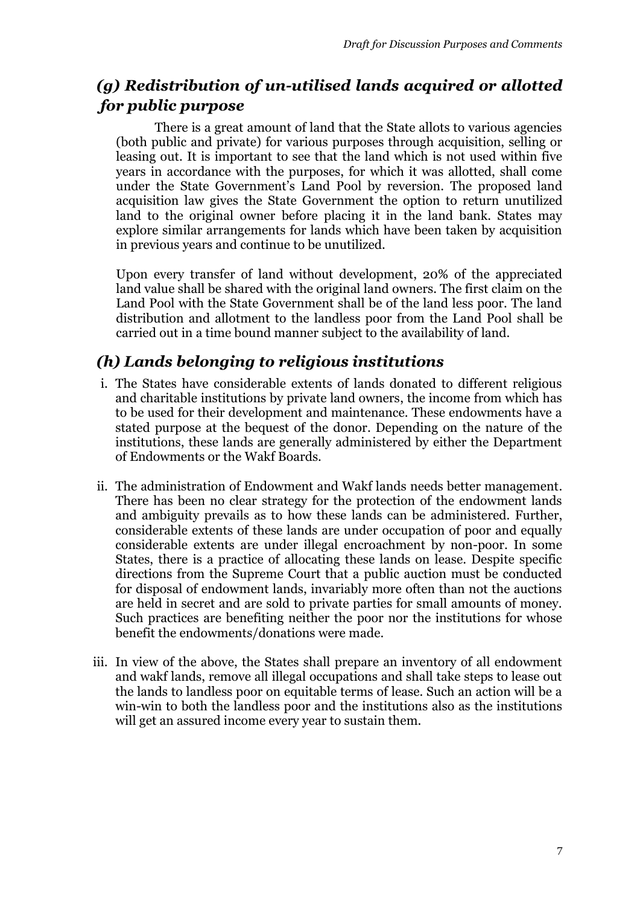## *(g) Redistribution of un-utilised lands acquired or allotted for public purpose*

There is a great amount of land that the State allots to various agencies (both public and private) for various purposes through acquisition, selling or leasing out. It is important to see that the land which is not used within five years in accordance with the purposes, for which it was allotted, shall come under the State Government's Land Pool by reversion. The proposed land acquisition law gives the State Government the option to return unutilized land to the original owner before placing it in the land bank. States may explore similar arrangements for lands which have been taken by acquisition in previous years and continue to be unutilized.

Upon every transfer of land without development, 20% of the appreciated land value shall be shared with the original land owners. The first claim on the Land Pool with the State Government shall be of the land less poor. The land distribution and allotment to the landless poor from the Land Pool shall be carried out in a time bound manner subject to the availability of land.

## *(h) Lands belonging to religious institutions*

i. The States have considerable extents of lands donated to different religious and charitable institutions by private land owners, the income from which has to be used for their development and maintenance. These endowments have a stated purpose at the bequest of the donor. Depending on the nature of the institutions, these lands are generally administered by either the Department of Endowments or the Wakf Boards.

ii. The administration of Endowment and Wakf lands needs better management. There has been no clear strategy for the protection of the endowment lands and ambiguity prevails as to how these lands can be administered. Further, considerable extents of these lands are under occupation of poor and equally considerable extents are under illegal encroachment by non-poor. In some States, there is a practice of allocating these lands on lease. Despite specific directions from the Supreme Court that a public auction must be conducted for disposal of endowment lands, invariably more often than not the auctions are held in secret and are sold to private parties for small amounts of money. Such practices are benefiting neither the poor nor the institutions for whose benefit the endowments/donations were made.

iii. In view of the above, the States shall prepare an inventory of all endowment and wakf lands, remove all illegal occupations and shall take steps to lease out the lands to landless poor on equitable terms of lease. Such an action will be a win-win to both the landless poor and the institutions also as the institutions will get an assured income every year to sustain them.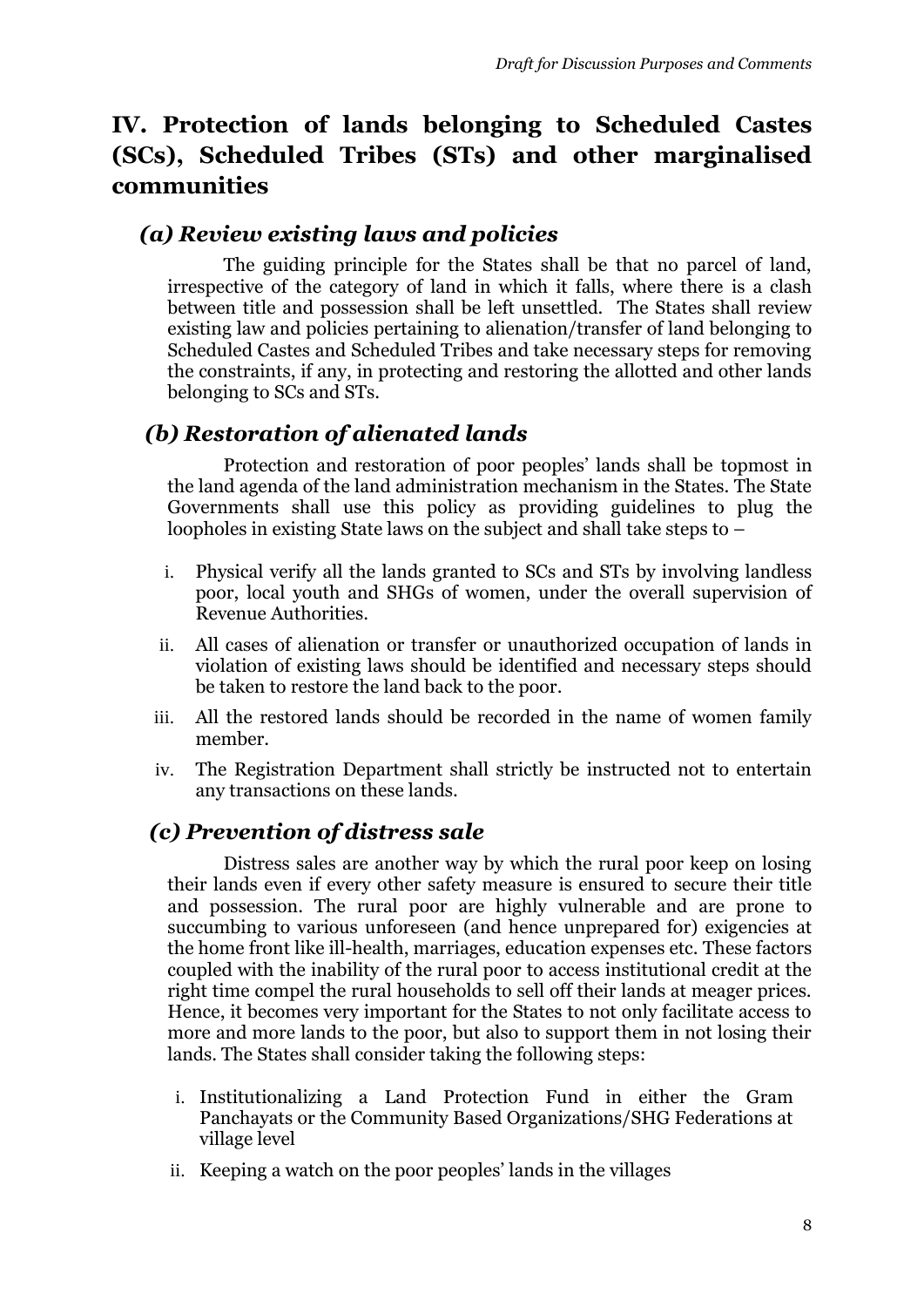## IV. Protection of lands belonging to Scheduled Castes (SCs), Scheduled Tribes (STs) and other marginalised communities

### *(a) Review existing laws and policies*

The guiding principle for the States shall be that no parcel of land, irrespective of the category of land in which it falls, where there is a clash between title and possession shall be left unsettled. The States shall review existing law and policies pertaining to alienation/transfer of land belonging to Scheduled Castes and Scheduled Tribes and take necessary steps for removing the constraints, if any, in protecting and restoring the allotted and other lands belonging to SCs and STs.

### *(b) Restoration of alienated lands*

Protection and restoration of poor peoples' lands shall be topmost in the land agenda of the land administration mechanism in the States. The State Governments shall use this policy as providing guidelines to plug the loopholes in existing State laws on the subject and shall take steps to –

i. Physical verify all the lands granted to SCs and STs by involving landless poor, local youth and SHGs of women, under the overall supervision of Revenue Authorities.

ii. All cases of alienation or transfer or unauthorized occupation of lands in violation of existing laws should be identified and necessary steps should be taken to restore the land back to the poor.

iii. All the restored lands should be recorded in the name of women family member.

iv. The Registration Department shall strictly be instructed not to entertain any transactions on these lands.

### *(c) Prevention of distress sale*

Distress sales are another way by which the rural poor keep on losing their lands even if every other safety measure is ensured to secure their title and possession. The rural poor are highly vulnerable and are prone to succumbing to various unforeseen (and hence unprepared for) exigencies at the home front like ill-health, marriages, education expenses etc. These factors coupled with the inability of the rural poor to access institutional credit at the right time compel the rural households to sell off their lands at meager prices. Hence, it becomes very important for the States to not only facilitate access to more and more lands to the poor, but also to support them in not losing their lands. The States shall consider taking the following steps:

i. Institutionalizing a Land Protection Fund in either the Gram Panchayats or the Community Based Organizations/SHG Federations at village level

ii. Keeping a watch on the poor peoples' lands in the villages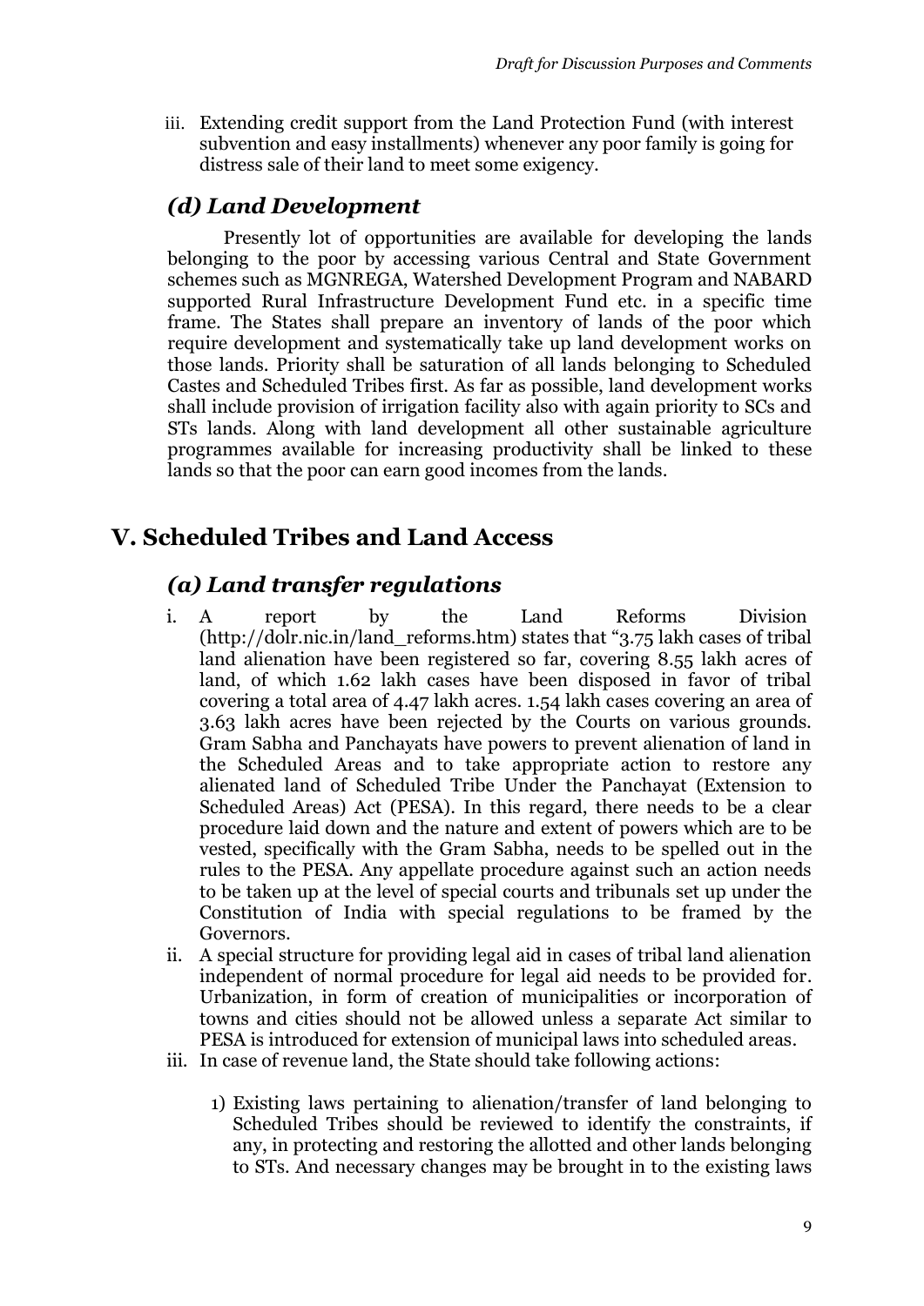iii. Extending credit support from the Land Protection Fund (with interest subvention and easy installments) whenever any poor family is going for distress sale of their land to meet some exigency.

### *(d) Land Development*

Presently lot of opportunities are available for developing the lands belonging to the poor by accessing various Central and State Government schemes such as MGNREGA, Watershed Development Program and NABARD supported Rural Infrastructure Development Fund etc. in a specific time frame. The States shall prepare an inventory of lands of the poor which require development and systematically take up land development works on those lands. Priority shall be saturation of all lands belonging to Scheduled Castes and Scheduled Tribes first. As far as possible, land development works shall include provision of irrigation facility also with again priority to SCs and STs lands. Along with land development all other sustainable agriculture programmes available for increasing productivity shall be linked to these lands so that the poor can earn good incomes from the lands.

## V. Scheduled Tribes and Land Access

### *(a) Land transfer regulations*

i. A report by the Land Reforms Division (http://dolr.nic.in/land_reforms.htm) states that "3.75 lakh cases of tribal land alienation have been registered so far, covering 8.55 lakh acres of land, of which 1.62 lakh cases have been disposed in favor of tribal covering a total area of 4.47 lakh acres. 1.54 lakh cases covering an area of 3.63 lakh acres have been rejected by the Courts on various grounds. Gram Sabha and Panchayats have powers to prevent alienation of land in the Scheduled Areas and to take appropriate action to restore any alienated land of Scheduled Tribe Under the Panchayat (Extension to Scheduled Areas) Act (PESA). In this regard, there needs to be a clear procedure laid down and the nature and extent of powers which are to be vested, specifically with the Gram Sabha, needs to be spelled out in the rules to the PESA. Any appellate procedure against such an action needs to be taken up at the level of special courts and tribunals set up under the Constitution of India with special regulations to be framed by the Governors.

ii. A special structure for providing legal aid in cases of tribal land alienation independent of normal procedure for legal aid needs to be provided for. Urbanization, in form of creation of municipalities or incorporation of towns and cities should not be allowed unless a separate Act similar to PESA is introduced for extension of municipal laws into scheduled areas.

iii. In case of revenue land, the State should take following actions:

   1) Existing laws pertaining to alienation/transfer of land belonging to Scheduled Tribes should be reviewed to identify the constraints, if any, in protecting and restoring the allotted and other lands belonging to STs. And necessary changes may be brought in to the existing laws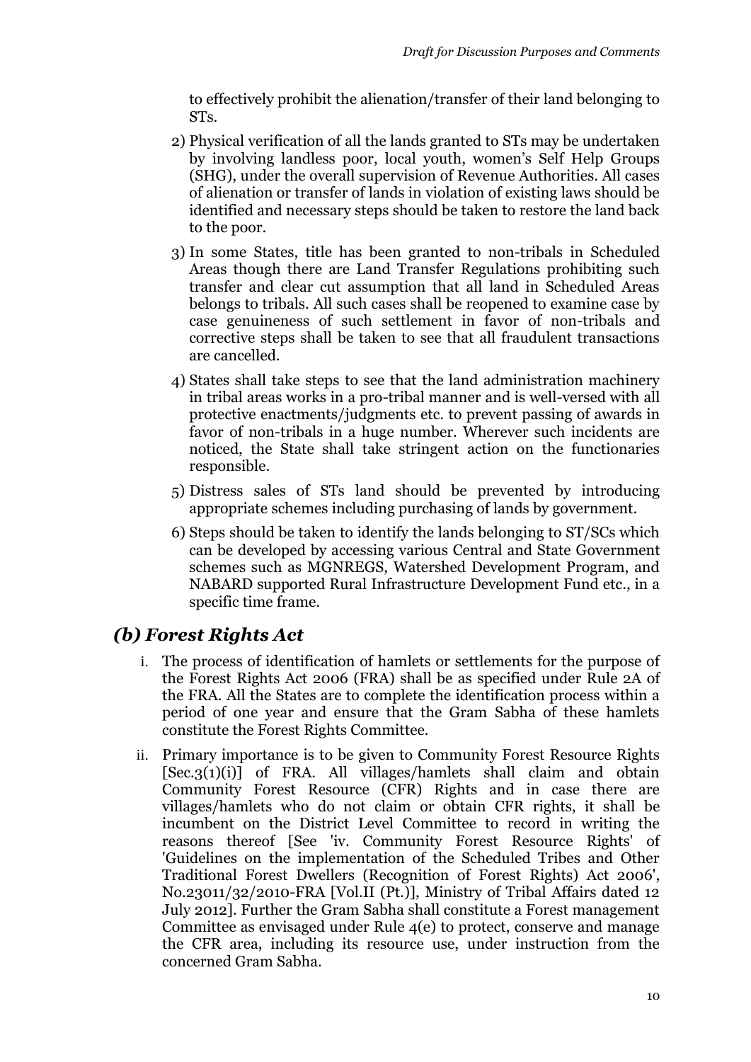to effectively prohibit the alienation/transfer of their land belonging to STs.

2) Physical verification of all the lands granted to STs may be undertaken by involving landless poor, local youth, women's Self Help Groups (SHG), under the overall supervision of Revenue Authorities. All cases of alienation or transfer of lands in violation of existing laws should be identified and necessary steps should be taken to restore the land back to the poor.

3) In some States, title has been granted to non-tribals in Scheduled Areas though there are Land Transfer Regulations prohibiting such transfer and clear cut assumption that all land in Scheduled Areas belongs to tribals. All such cases shall be reopened to examine case by case genuineness of such settlement in favor of non-tribals and corrective steps shall be taken to see that all fraudulent transactions are cancelled.

4) States shall take steps to see that the land administration machinery in tribal areas works in a pro-tribal manner and is well-versed with all protective enactments/judgments etc. to prevent passing of awards in favor of non-tribals in a huge number. Wherever such incidents are noticed, the State shall take stringent action on the functionaries responsible.

5) Distress sales of STs land should be prevented by introducing appropriate schemes including purchasing of lands by government.

6) Steps should be taken to identify the lands belonging to ST/SCs which can be developed by accessing various Central and State Government schemes such as MGNREGS, Watershed Development Program, and NABARD supported Rural Infrastructure Development Fund etc., in a specific time frame.

## *(b) Forest Rights Act*

i. The process of identification of hamlets or settlements for the purpose of the Forest Rights Act 2006 (FRA) shall be as specified under Rule 2A of the FRA. All the States are to complete the identification process within a period of one year and ensure that the Gram Sabha of these hamlets constitute the Forest Rights Committee.

ii. Primary importance is to be given to Community Forest Resource Rights [Sec.3(1)(i)] of FRA. All villages/hamlets shall claim and obtain Community Forest Resource (CFR) Rights and in case there are villages/hamlets who do not claim or obtain CFR rights, it shall be incumbent on the District Level Committee to record in writing the reasons thereof [See 'iv. Community Forest Resource Rights' of 'Guidelines on the implementation of the Scheduled Tribes and Other Traditional Forest Dwellers (Recognition of Forest Rights) Act 2006', No.23011/32/2010-FRA [Vol.II (Pt.)], Ministry of Tribal Affairs dated 12 July 2012]. Further the Gram Sabha shall constitute a Forest management Committee as envisaged under Rule 4(e) to protect, conserve and manage the CFR area, including its resource use, under instruction from the concerned Gram Sabha.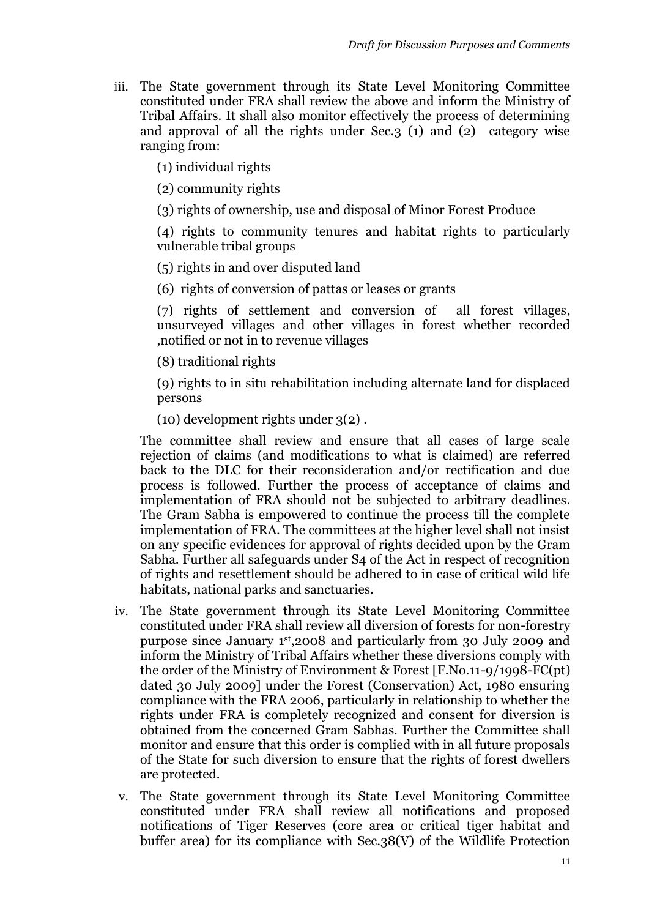iii. The State government through its State Level Monitoring Committee constituted under FRA shall review the above and inform the Ministry of Tribal Affairs. It shall also monitor effectively the process of determining and approval of all the rights under Sec.3 (1) and (2) category wise ranging from:

(1) individual rights

(2) community rights

(3) rights of ownership, use and disposal of Minor Forest Produce

(4) rights to community tenures and habitat rights to particularly vulnerable tribal groups

(5) rights in and over disputed land

(6) rights of conversion of pattas or leases or grants

(7) rights of settlement and conversion of all forest villages, unsurveyed villages and other villages in forest whether recorded ,notified or not in to revenue villages

(8) traditional rights

(9) rights to in situ rehabilitation including alternate land for displaced persons

(10) development rights under 3(2) .

The committee shall review and ensure that all cases of large scale rejection of claims (and modifications to what is claimed) are referred back to the DLC for their reconsideration and/or rectification and due process is followed. Further the process of acceptance of claims and implementation of FRA should not be subjected to arbitrary deadlines. The Gram Sabha is empowered to continue the process till the complete implementation of FRA. The committees at the higher level shall not insist on any specific evidences for approval of rights decided upon by the Gram Sabha. Further all safeguards under S4 of the Act in respect of recognition of rights and resettlement should be adhered to in case of critical wild life habitats, national parks and sanctuaries.

iv. The State government through its State Level Monitoring Committee constituted under FRA shall review all diversion of forests for non-forestry purpose since January 1st,2008 and particularly from 30 July 2009 and inform the Ministry of Tribal Affairs whether these diversions comply with the order of the Ministry of Environment & Forest [F.No.11-9/1998-FC(pt) dated 30 July 2009] under the Forest (Conservation) Act, 1980 ensuring compliance with the FRA 2006, particularly in relationship to whether the rights under FRA is completely recognized and consent for diversion is obtained from the concerned Gram Sabhas. Further the Committee shall monitor and ensure that this order is complied with in all future proposals of the State for such diversion to ensure that the rights of forest dwellers are protected.

v. The State government through its State Level Monitoring Committee constituted under FRA shall review all notifications and proposed notifications of Tiger Reserves (core area or critical tiger habitat and buffer area) for its compliance with Sec.38(V) of the Wildlife Protection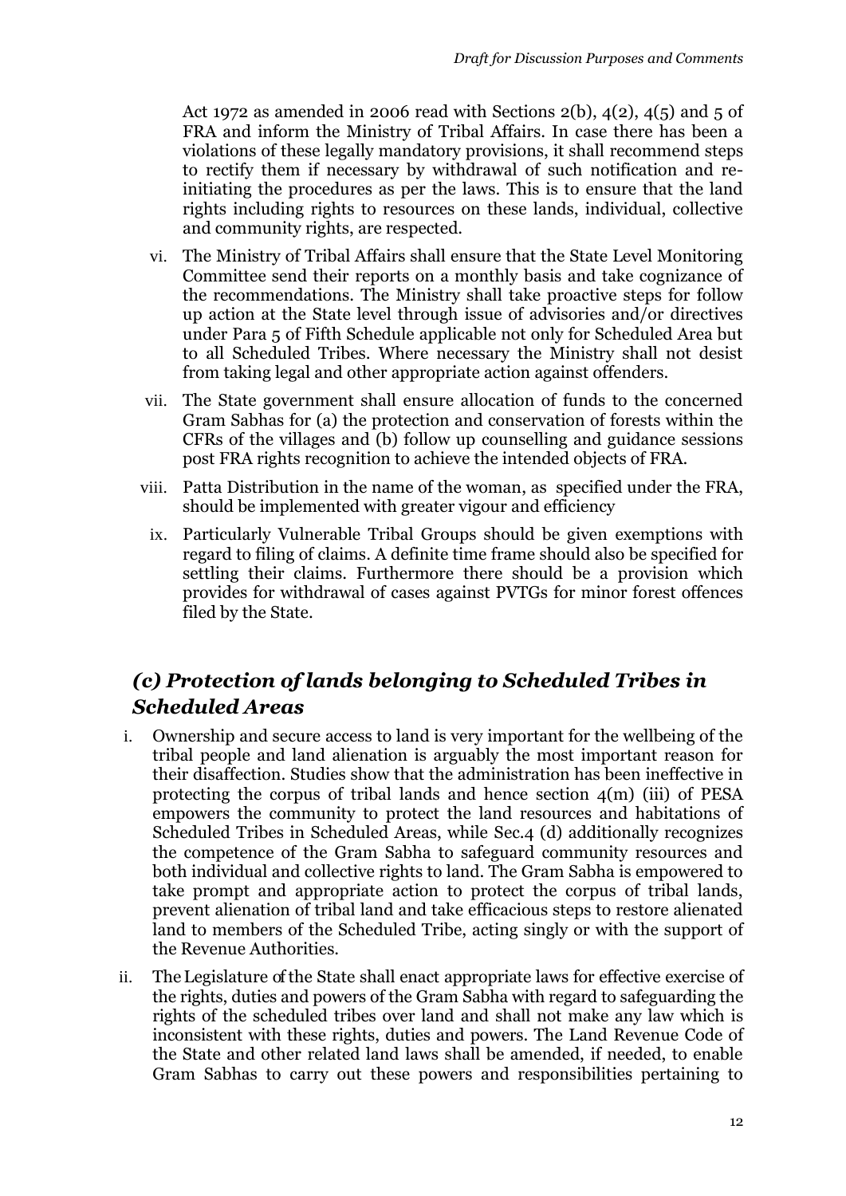Act 1972 as amended in 2006 read with Sections 2(b), 4(2), 4(5) and 5 of FRA and inform the Ministry of Tribal Affairs. In case there has been a violations of these legally mandatory provisions, it shall recommend steps to rectify them if necessary by withdrawal of such notification and re-initiating the procedures as per the laws. This is to ensure that the land rights including rights to resources on these lands, individual, collective and community rights, are respected.

vi. The Ministry of Tribal Affairs shall ensure that the State Level Monitoring Committee send their reports on a monthly basis and take cognizance of the recommendations. The Ministry shall take proactive steps for follow up action at the State level through issue of advisories and/or directives under Para 5 of Fifth Schedule applicable not only for Scheduled Area but to all Scheduled Tribes. Where necessary the Ministry shall not desist from taking legal and other appropriate action against offenders.

vii. The State government shall ensure allocation of funds to the concerned Gram Sabhas for (a) the protection and conservation of forests within the CFRs of the villages and (b) follow up counselling and guidance sessions post FRA rights recognition to achieve the intended objects of FRA.

viii. Patta Distribution in the name of the woman, as specified under the FRA, should be implemented with greater vigour and efficiency

ix. Particularly Vulnerable Tribal Groups should be given exemptions with regard to filing of claims. A definite time frame should also be specified for settling their claims. Furthermore there should be a provision which provides for withdrawal of cases against PVTGs for minor forest offences filed by the State.

## *(c) Protection of lands belonging to Scheduled Tribes in Scheduled Areas*

i. Ownership and secure access to land is very important for the wellbeing of the tribal people and land alienation is arguably the most important reason for their disaffection. Studies show that the administration has been ineffective in protecting the corpus of tribal lands and hence section 4(m) (iii) of PESA empowers the community to protect the land resources and habitations of Scheduled Tribes in Scheduled Areas, while Sec.4 (d) additionally recognizes the competence of the Gram Sabha to safeguard community resources and both individual and collective rights to land. The Gram Sabha is empowered to take prompt and appropriate action to protect the corpus of tribal lands, prevent alienation of tribal land and take efficacious steps to restore alienated land to members of the Scheduled Tribe, acting singly or with the support of the Revenue Authorities.

ii. The Legislature of the State shall enact appropriate laws for effective exercise of the rights, duties and powers of the Gram Sabha with regard to safeguarding the rights of the scheduled tribes over land and shall not make any law which is inconsistent with these rights, duties and powers. The Land Revenue Code of the State and other related land laws shall be amended, if needed, to enable Gram Sabhas to carry out these powers and responsibilities pertaining to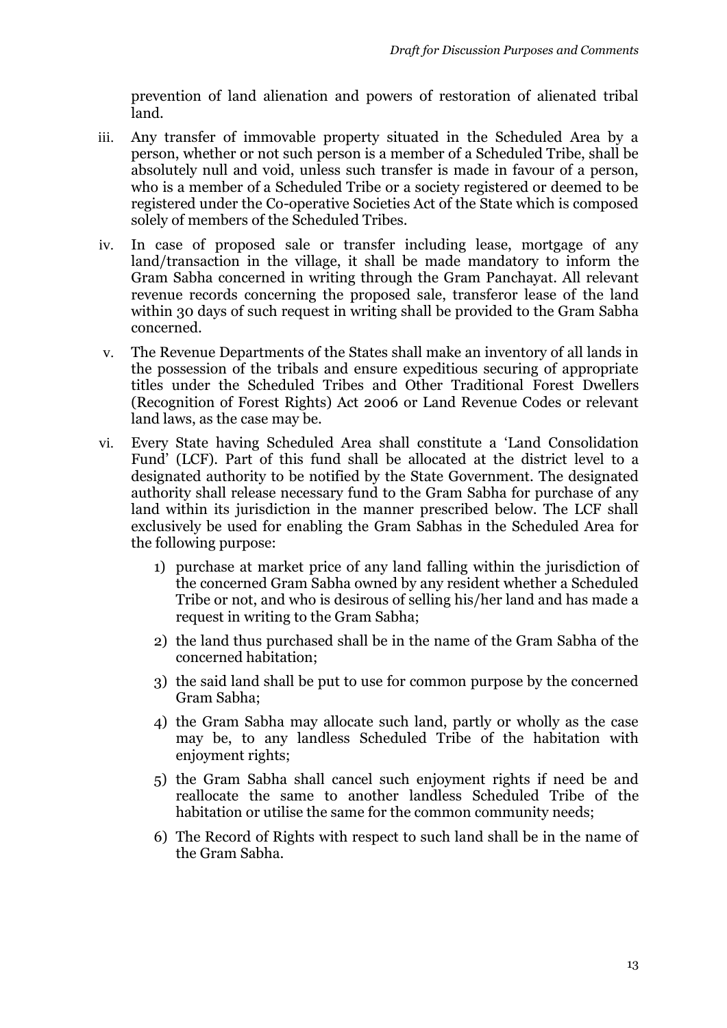prevention of land alienation and powers of restoration of alienated tribal land.

iii. Any transfer of immovable property situated in the Scheduled Area by a person, whether or not such person is a member of a Scheduled Tribe, shall be absolutely null and void, unless such transfer is made in favour of a person, who is a member of a Scheduled Tribe or a society registered or deemed to be registered under the Co-operative Societies Act of the State which is composed solely of members of the Scheduled Tribes.

iv. In case of proposed sale or transfer including lease, mortgage of any land/transaction in the village, it shall be made mandatory to inform the Gram Sabha concerned in writing through the Gram Panchayat. All relevant revenue records concerning the proposed sale, transferor lease of the land within 30 days of such request in writing shall be provided to the Gram Sabha concerned.

v. The Revenue Departments of the States shall make an inventory of all lands in the possession of the tribals and ensure expeditious securing of appropriate titles under the Scheduled Tribes and Other Traditional Forest Dwellers (Recognition of Forest Rights) Act 2006 or Land Revenue Codes or relevant land laws, as the case may be.

vi. Every State having Scheduled Area shall constitute a 'Land Consolidation Fund' (LCF). Part of this fund shall be allocated at the district level to a designated authority to be notified by the State Government. The designated authority shall release necessary fund to the Gram Sabha for purchase of any land within its jurisdiction in the manner prescribed below. The LCF shall exclusively be used for enabling the Gram Sabhas in the Scheduled Area for the following purpose:

   1) purchase at market price of any land falling within the jurisdiction of the concerned Gram Sabha owned by any resident whether a Scheduled Tribe or not, and who is desirous of selling his/her land and has made a request in writing to the Gram Sabha;

   2) the land thus purchased shall be in the name of the Gram Sabha of the concerned habitation;

   3) the said land shall be put to use for common purpose by the concerned Gram Sabha;

   4) the Gram Sabha may allocate such land, partly or wholly as the case may be, to any landless Scheduled Tribe of the habitation with enjoyment rights;

   5) the Gram Sabha shall cancel such enjoyment rights if need be and reallocate the same to another landless Scheduled Tribe of the habitation or utilise the same for the common community needs;

   6) The Record of Rights with respect to such land shall be in the name of the Gram Sabha.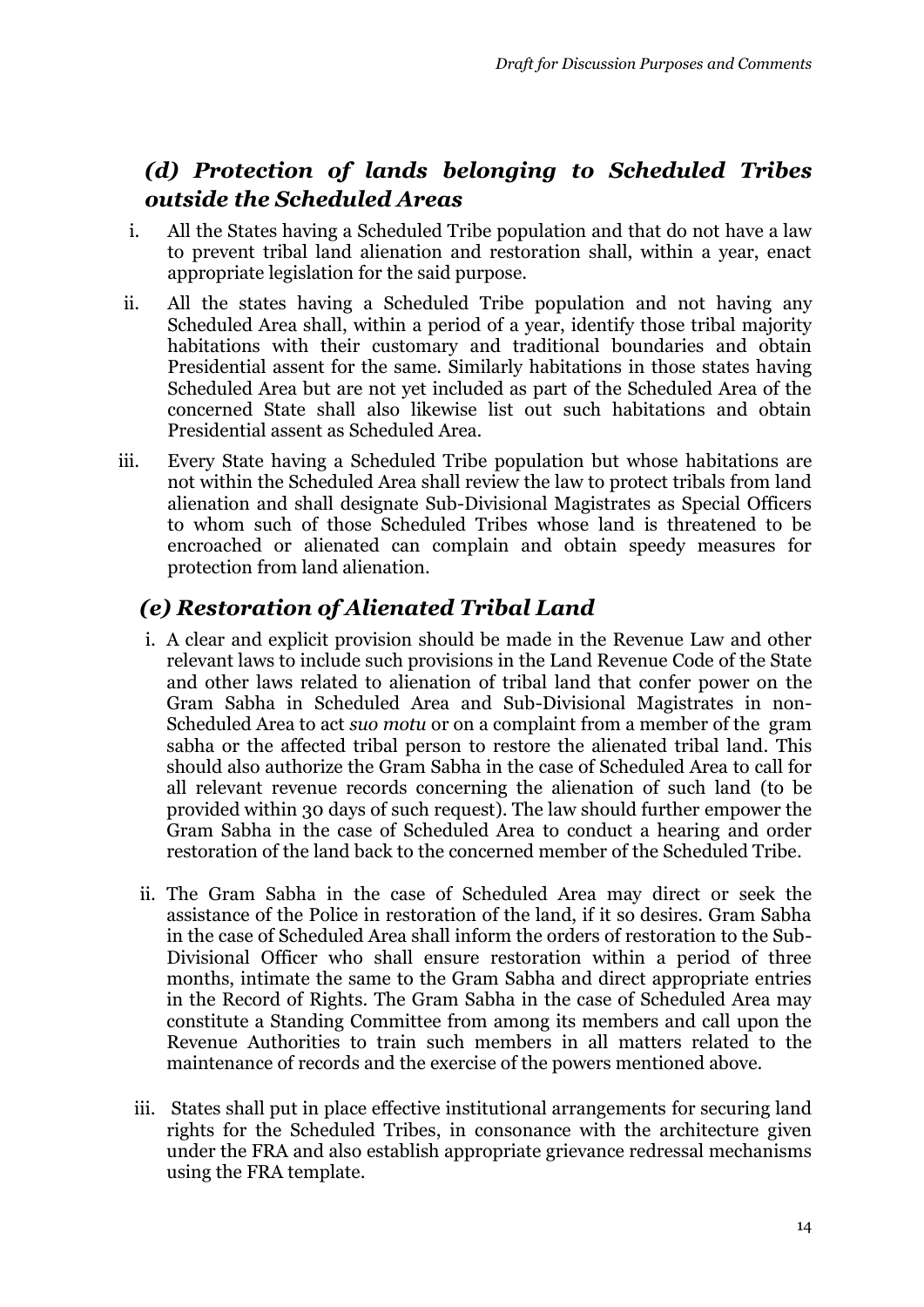## *(d) Protection of lands belonging to Scheduled Tribes outside the Scheduled Areas*

i. All the States having a Scheduled Tribe population and that do not have a law to prevent tribal land alienation and restoration shall, within a year, enact appropriate legislation for the said purpose.

ii. All the states having a Scheduled Tribe population and not having any Scheduled Area shall, within a period of a year, identify those tribal majority habitations with their customary and traditional boundaries and obtain Presidential assent for the same. Similarly habitations in those states having Scheduled Area but are not yet included as part of the Scheduled Area of the concerned State shall also likewise list out such habitations and obtain Presidential assent as Scheduled Area.

iii. Every State having a Scheduled Tribe population but whose habitations are not within the Scheduled Area shall review the law to protect tribals from land alienation and shall designate Sub-Divisional Magistrates as Special Officers to whom such of those Scheduled Tribes whose land is threatened to be encroached or alienated can complain and obtain speedy measures for protection from land alienation.

## *(e) Restoration of Alienated Tribal Land*

i. A clear and explicit provision should be made in the Revenue Law and other relevant laws to include such provisions in the Land Revenue Code of the State and other laws related to alienation of tribal land that confer power on the Gram Sabha in Scheduled Area and Sub-Divisional Magistrates in non-Scheduled Area to act *suo motu* or on a complaint from a member of the gram sabha or the affected tribal person to restore the alienated tribal land. This should also authorize the Gram Sabha in the case of Scheduled Area to call for all relevant revenue records concerning the alienation of such land (to be provided within 30 days of such request). The law should further empower the Gram Sabha in the case of Scheduled Area to conduct a hearing and order restoration of the land back to the concerned member of the Scheduled Tribe.

ii. The Gram Sabha in the case of Scheduled Area may direct or seek the assistance of the Police in restoration of the land, if it so desires. Gram Sabha in the case of Scheduled Area shall inform the orders of restoration to the Sub-Divisional Officer who shall ensure restoration within a period of three months, intimate the same to the Gram Sabha and direct appropriate entries in the Record of Rights. The Gram Sabha in the case of Scheduled Area may constitute a Standing Committee from among its members and call upon the Revenue Authorities to train such members in all matters related to the maintenance of records and the exercise of the powers mentioned above.

iii. States shall put in place effective institutional arrangements for securing land rights for the Scheduled Tribes, in consonance with the architecture given under the FRA and also establish appropriate grievance redressal mechanisms using the FRA template.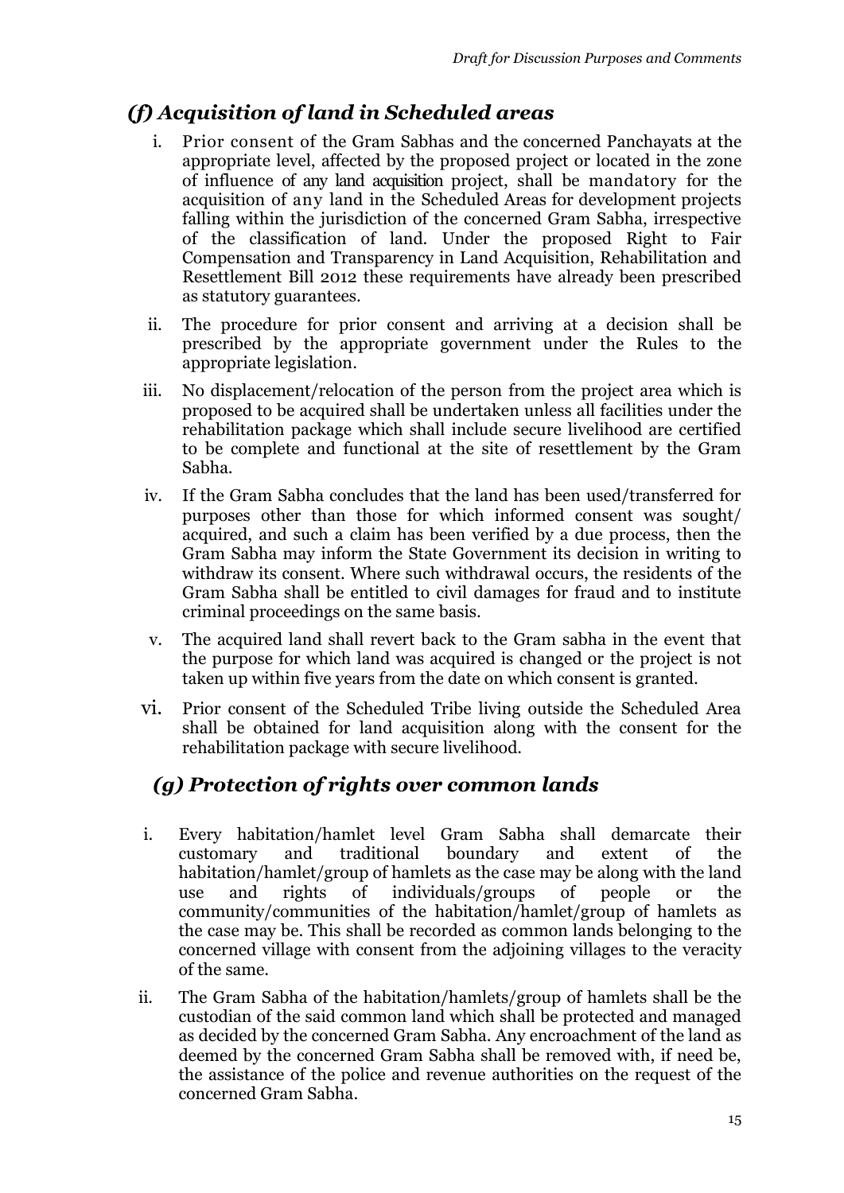## *(f) Acquisition of land in Scheduled areas*

i. Prior consent of the Gram Sabhas and the concerned Panchayats at the appropriate level, affected by the proposed project or located in the zone of influence of any land acquisition project, shall be mandatory for the acquisition of any land in the Scheduled Areas for development projects falling within the jurisdiction of the concerned Gram Sabha, irrespective of the classification of land. Under the proposed Right to Fair Compensation and Transparency in Land Acquisition, Rehabilitation and Resettlement Bill 2012 these requirements have already been prescribed as statutory guarantees.

ii. The procedure for prior consent and arriving at a decision shall be prescribed by the appropriate government under the Rules to the appropriate legislation.

iii. No displacement/relocation of the person from the project area which is proposed to be acquired shall be undertaken unless all facilities under the rehabilitation package which shall include secure livelihood are certified to be complete and functional at the site of resettlement by the Gram Sabha.

iv. If the Gram Sabha concludes that the land has been used/transferred for purposes other than those for which informed consent was sought/ acquired, and such a claim has been verified by a due process, then the Gram Sabha may inform the State Government its decision in writing to withdraw its consent. Where such withdrawal occurs, the residents of the Gram Sabha shall be entitled to civil damages for fraud and to institute criminal proceedings on the same basis.

v. The acquired land shall revert back to the Gram sabha in the event that the purpose for which land was acquired is changed or the project is not taken up within five years from the date on which consent is granted.

vi. Prior consent of the Scheduled Tribe living outside the Scheduled Area shall be obtained for land acquisition along with the consent for the rehabilitation package with secure livelihood.

## *(g) Protection of rights over common lands*

i. Every habitation/hamlet level Gram Sabha shall demarcate their customary and traditional boundary and extent of the habitation/hamlet/group of hamlets as the case may be along with the land use and rights of individuals/groups of people or the community/communities of the habitation/hamlet/group of hamlets as the case may be. This shall be recorded as common lands belonging to the concerned village with consent from the adjoining villages to the veracity of the same.

ii. The Gram Sabha of the habitation/hamlets/group of hamlets shall be the custodian of the said common land which shall be protected and managed as decided by the concerned Gram Sabha. Any encroachment of the land as deemed by the concerned Gram Sabha shall be removed with, if need be, the assistance of the police and revenue authorities on the request of the concerned Gram Sabha.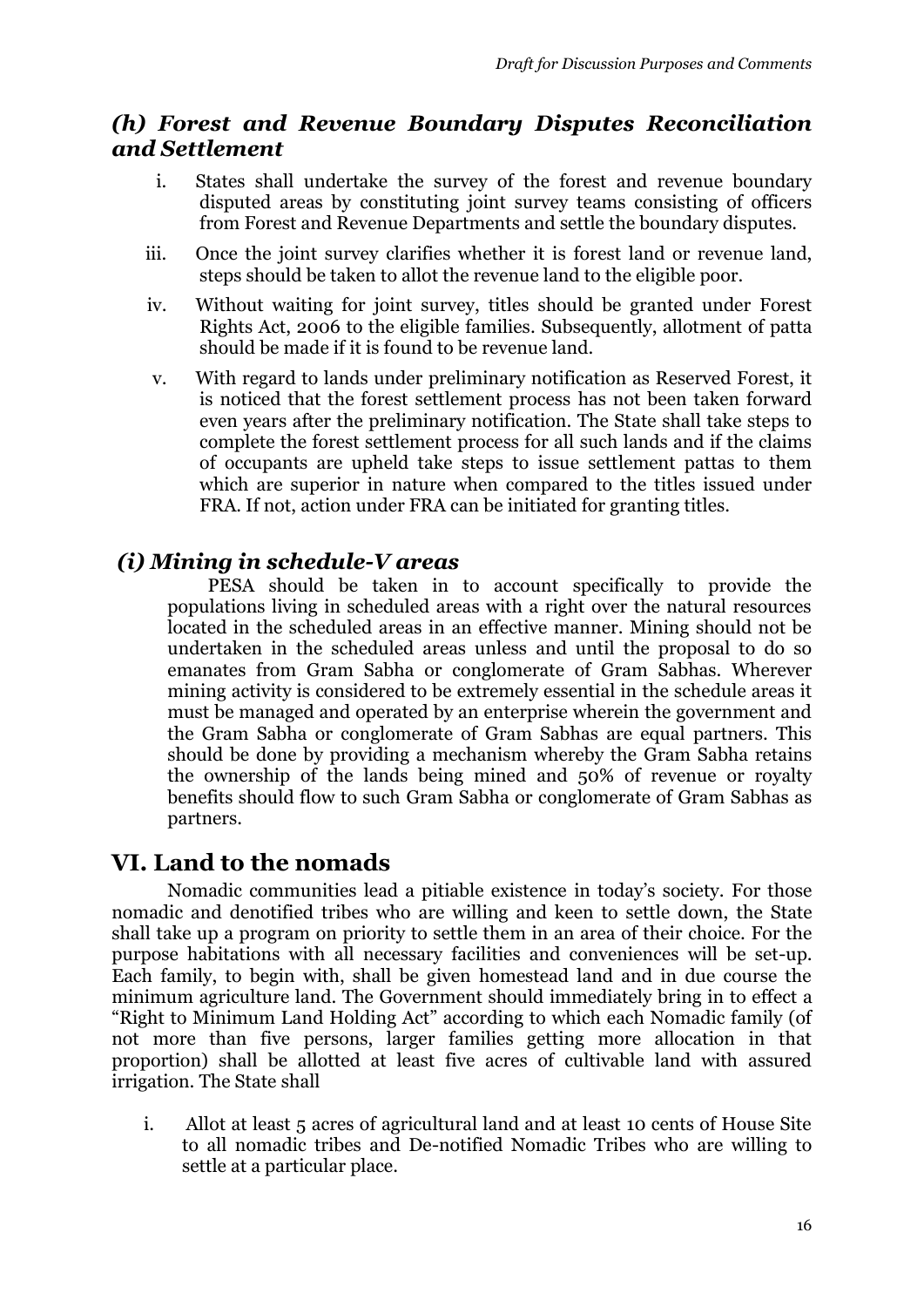### *(h) Forest and Revenue Boundary Disputes Reconciliation and Settlement*

i. States shall undertake the survey of the forest and revenue boundary disputed areas by constituting joint survey teams consisting of officers from Forest and Revenue Departments and settle the boundary disputes.

iii. Once the joint survey clarifies whether it is forest land or revenue land, steps should be taken to allot the revenue land to the eligible poor.

iv. Without waiting for joint survey, titles should be granted under Forest Rights Act, 2006 to the eligible families. Subsequently, allotment of patta should be made if it is found to be revenue land.

v. With regard to lands under preliminary notification as Reserved Forest, it is noticed that the forest settlement process has not been taken forward even years after the preliminary notification. The State shall take steps to complete the forest settlement process for all such lands and if the claims of occupants are upheld take steps to issue settlement pattas to them which are superior in nature when compared to the titles issued under FRA. If not, action under FRA can be initiated for granting titles.

### *(i) Mining in schedule-V areas*

PESA should be taken in to account specifically to provide the populations living in scheduled areas with a right over the natural resources located in the scheduled areas in an effective manner. Mining should not be undertaken in the scheduled areas unless and until the proposal to do so emanates from Gram Sabha or conglomerate of Gram Sabhas. Wherever mining activity is considered to be extremely essential in the schedule areas it must be managed and operated by an enterprise wherein the government and the Gram Sabha or conglomerate of Gram Sabhas are equal partners. This should be done by providing a mechanism whereby the Gram Sabha retains the ownership of the lands being mined and 50% of revenue or royalty benefits should flow to such Gram Sabha or conglomerate of Gram Sabhas as partners.

## VI. Land to the nomads

Nomadic communities lead a pitiable existence in today's society. For those nomadic and denotified tribes who are willing and keen to settle down, the State shall take up a program on priority to settle them in an area of their choice. For the purpose habitations with all necessary facilities and conveniences will be set-up. Each family, to begin with, shall be given homestead land and in due course the minimum agriculture land. The Government should immediately bring in to effect a "Right to Minimum Land Holding Act" according to which each Nomadic family (of not more than five persons, larger families getting more allocation in that proportion) shall be allotted at least five acres of cultivable land with assured irrigation. The State shall

i. Allot at least 5 acres of agricultural land and at least 10 cents of House Site to all nomadic tribes and De-notified Nomadic Tribes who are willing to settle at a particular place.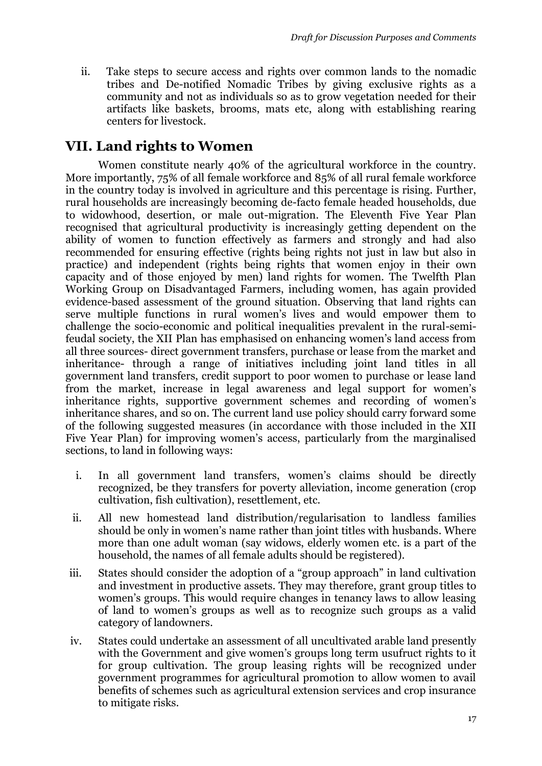ii. Take steps to secure access and rights over common lands to the nomadic tribes and De-notified Nomadic Tribes by giving exclusive rights as a community and not as individuals so as to grow vegetation needed for their artifacts like baskets, brooms, mats etc, along with establishing rearing centers for livestock.

## VII. Land rights to Women

Women constitute nearly 40% of the agricultural workforce in the country. More importantly, 75% of all female workforce and 85% of all rural female workforce in the country today is involved in agriculture and this percentage is rising. Further, rural households are increasingly becoming de-facto female headed households, due to widowhood, desertion, or male out-migration. The Eleventh Five Year Plan recognised that agricultural productivity is increasingly getting dependent on the ability of women to function effectively as farmers and strongly and had also recommended for ensuring effective (rights being rights not just in law but also in practice) and independent (rights being rights that women enjoy in their own capacity and of those enjoyed by men) land rights for women. The Twelfth Plan Working Group on Disadvantaged Farmers, including women, has again provided evidence-based assessment of the ground situation. Observing that land rights can serve multiple functions in rural women's lives and would empower them to challenge the socio-economic and political inequalities prevalent in the rural-semi-feudal society, the XII Plan has emphasised on enhancing women's land access from all three sources- direct government transfers, purchase or lease from the market and inheritance- through a range of initiatives including joint land titles in all government land transfers, credit support to poor women to purchase or lease land from the market, increase in legal awareness and legal support for women's inheritance rights, supportive government schemes and recording of women's inheritance shares, and so on. The current land use policy should carry forward some of the following suggested measures (in accordance with those included in the XII Five Year Plan) for improving women's access, particularly from the marginalised sections, to land in following ways:

i. In all government land transfers, women's claims should be directly recognized, be they transfers for poverty alleviation, income generation (crop cultivation, fish cultivation), resettlement, etc.

ii. All new homestead land distribution/regularisation to landless families should be only in women's name rather than joint titles with husbands. Where more than one adult woman (say widows, elderly women etc. is a part of the household, the names of all female adults should be registered).

iii. States should consider the adoption of a "group approach" in land cultivation and investment in productive assets. They may therefore, grant group titles to women's groups. This would require changes in tenancy laws to allow leasing of land to women's groups as well as to recognize such groups as a valid category of landowners.

iv. States could undertake an assessment of all uncultivated arable land presently with the Government and give women's groups long term usufruct rights to it for group cultivation. The group leasing rights will be recognized under government programmes for agricultural promotion to allow women to avail benefits of schemes such as agricultural extension services and crop insurance to mitigate risks.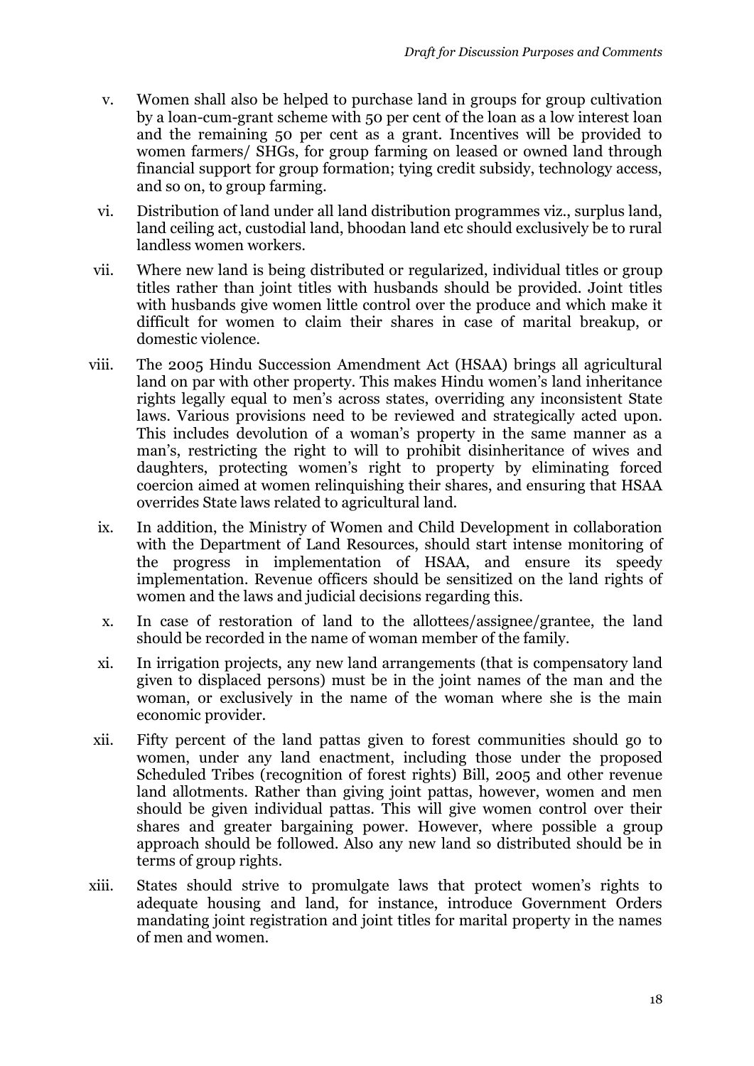v. Women shall also be helped to purchase land in groups for group cultivation by a loan-cum-grant scheme with 50 per cent of the loan as a low interest loan and the remaining 50 per cent as a grant. Incentives will be provided to women farmers/ SHGs, for group farming on leased or owned land through financial support for group formation; tying credit subsidy, technology access, and so on, to group farming.

vi. Distribution of land under all land distribution programmes viz., surplus land, land ceiling act, custodial land, bhoodan land etc should exclusively be to rural landless women workers.

vii. Where new land is being distributed or regularized, individual titles or group titles rather than joint titles with husbands should be provided. Joint titles with husbands give women little control over the produce and which make it difficult for women to claim their shares in case of marital breakup, or domestic violence.

viii. The 2005 Hindu Succession Amendment Act (HSAA) brings all agricultural land on par with other property. This makes Hindu women's land inheritance rights legally equal to men's across states, overriding any inconsistent State laws. Various provisions need to be reviewed and strategically acted upon. This includes devolution of a woman's property in the same manner as a man's, restricting the right to will to prohibit disinheritance of wives and daughters, protecting women's right to property by eliminating forced coercion aimed at women relinquishing their shares, and ensuring that HSAA overrides State laws related to agricultural land.

ix. In addition, the Ministry of Women and Child Development in collaboration with the Department of Land Resources, should start intense monitoring of the progress in implementation of HSAA, and ensure its speedy implementation. Revenue officers should be sensitized on the land rights of women and the laws and judicial decisions regarding this.

x. In case of restoration of land to the allottees/assignee/grantee, the land should be recorded in the name of woman member of the family.

xi. In irrigation projects, any new land arrangements (that is compensatory land given to displaced persons) must be in the joint names of the man and the woman, or exclusively in the name of the woman where she is the main economic provider.

xii. Fifty percent of the land pattas given to forest communities should go to women, under any land enactment, including those under the proposed Scheduled Tribes (recognition of forest rights) Bill, 2005 and other revenue land allotments. Rather than giving joint pattas, however, women and men should be given individual pattas. This will give women control over their shares and greater bargaining power. However, where possible a group approach should be followed. Also any new land so distributed should be in terms of group rights.

xiii. States should strive to promulgate laws that protect women's rights to adequate housing and land, for instance, introduce Government Orders mandating joint registration and joint titles for marital property in the names of men and women.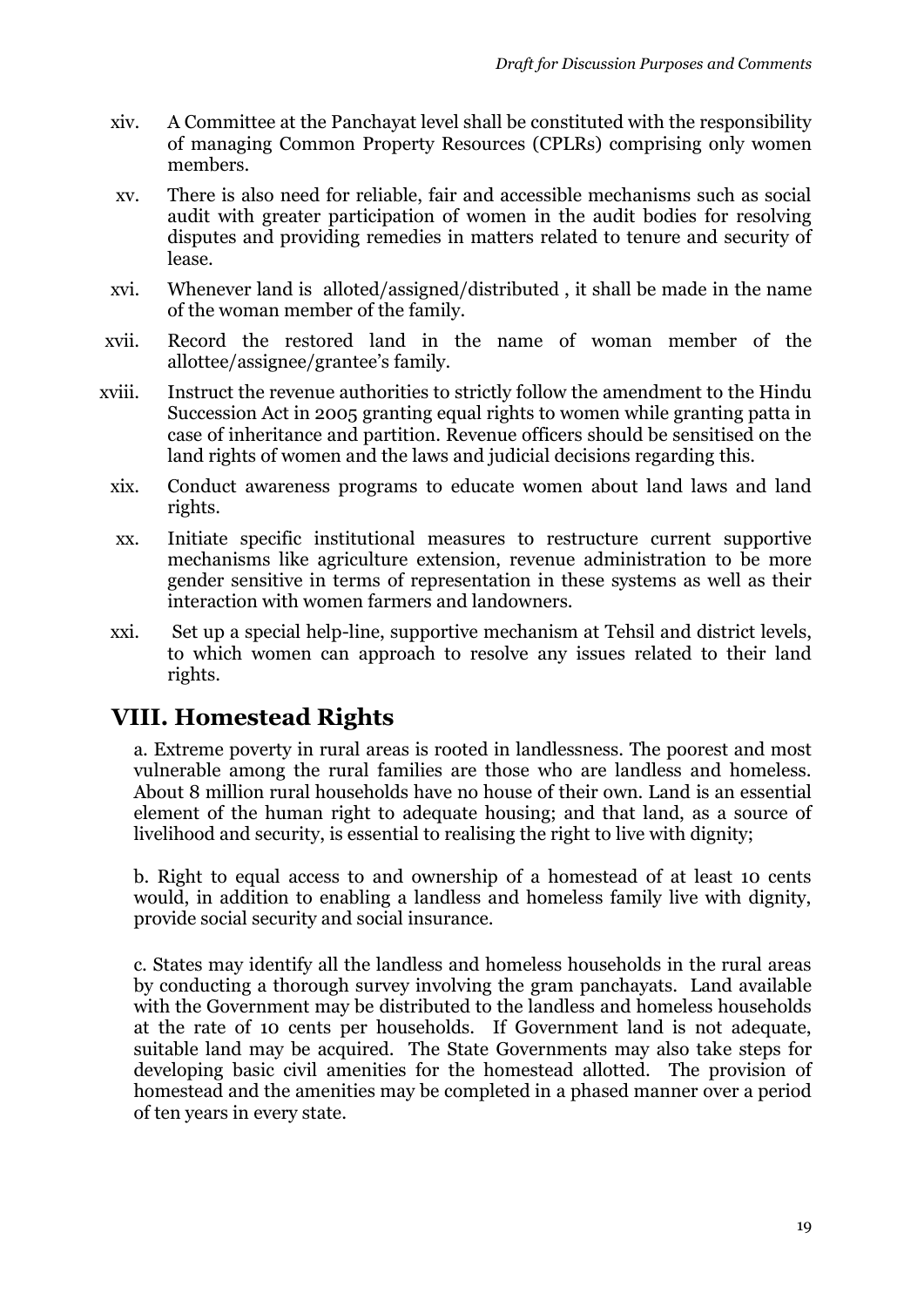xiv. A Committee at the Panchayat level shall be constituted with the responsibility of managing Common Property Resources (CPLRs) comprising only women members.

xv. There is also need for reliable, fair and accessible mechanisms such as social audit with greater participation of women in the audit bodies for resolving disputes and providing remedies in matters related to tenure and security of lease.

xvi. Whenever land is alloted/assigned/distributed , it shall be made in the name of the woman member of the family.

xvii. Record the restored land in the name of woman member of the allottee/assignee/grantee's family.

xviii. Instruct the revenue authorities to strictly follow the amendment to the Hindu Succession Act in 2005 granting equal rights to women while granting patta in case of inheritance and partition. Revenue officers should be sensitised on the land rights of women and the laws and judicial decisions regarding this.

xix. Conduct awareness programs to educate women about land laws and land rights.

xx. Initiate specific institutional measures to restructure current supportive mechanisms like agriculture extension, revenue administration to be more gender sensitive in terms of representation in these systems as well as their interaction with women farmers and landowners.

xxi. Set up a special help-line, supportive mechanism at Tehsil and district levels, to which women can approach to resolve any issues related to their land rights.

## VIII. Homestead Rights

a. Extreme poverty in rural areas is rooted in landlessness. The poorest and most vulnerable among the rural families are those who are landless and homeless. About 8 million rural households have no house of their own. Land is an essential element of the human right to adequate housing; and that land, as a source of livelihood and security, is essential to realising the right to live with dignity;

b. Right to equal access to and ownership of a homestead of at least 10 cents would, in addition to enabling a landless and homeless family live with dignity, provide social security and social insurance.

c. States may identify all the landless and homeless households in the rural areas by conducting a thorough survey involving the gram panchayats. Land available with the Government may be distributed to the landless and homeless households at the rate of 10 cents per households. If Government land is not adequate, suitable land may be acquired. The State Governments may also take steps for developing basic civil amenities for the homestead allotted. The provision of homestead and the amenities may be completed in a phased manner over a period of ten years in every state.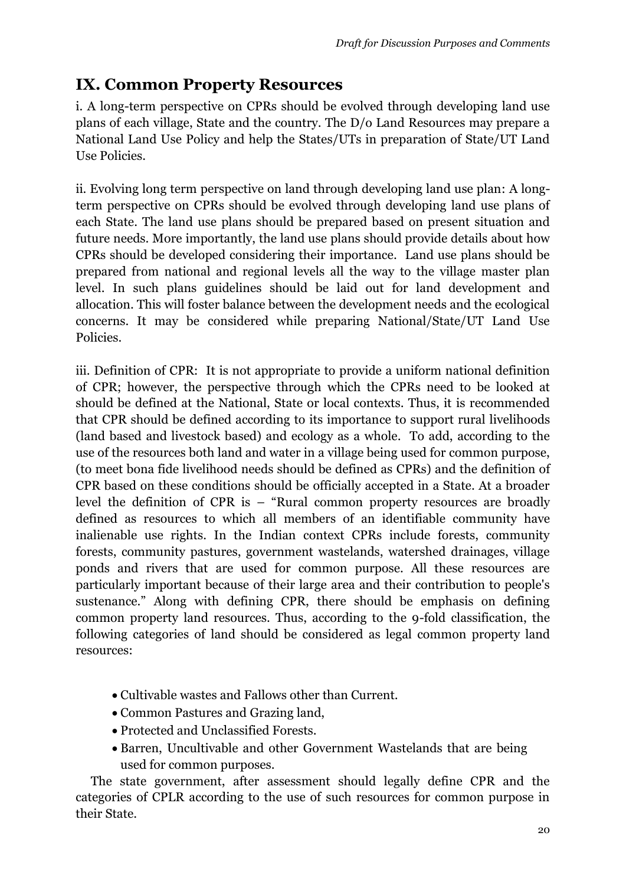## IX. Common Property Resources

i. A long-term perspective on CPRs should be evolved through developing land use plans of each village, State and the country. The D/o Land Resources may prepare a National Land Use Policy and help the States/UTs in preparation of State/UT Land Use Policies.

ii. Evolving long term perspective on land through developing land use plan: A long-term perspective on CPRs should be evolved through developing land use plans of each State. The land use plans should be prepared based on present situation and future needs. More importantly, the land use plans should provide details about how CPRs should be developed considering their importance. Land use plans should be prepared from national and regional levels all the way to the village master plan level. In such plans guidelines should be laid out for land development and allocation. This will foster balance between the development needs and the ecological concerns. It may be considered while preparing National/State/UT Land Use Policies.

iii. Definition of CPR: It is not appropriate to provide a uniform national definition of CPR; however, the perspective through which the CPRs need to be looked at should be defined at the National, State or local contexts. Thus, it is recommended that CPR should be defined according to its importance to support rural livelihoods (land based and livestock based) and ecology as a whole. To add, according to the use of the resources both land and water in a village being used for common purpose, (to meet bona fide livelihood needs should be defined as CPRs) and the definition of CPR based on these conditions should be officially accepted in a State. At a broader level the definition of CPR is – "Rural common property resources are broadly defined as resources to which all members of an identifiable community have inalienable use rights. In the Indian context CPRs include forests, community forests, community pastures, government wastelands, watershed drainages, village ponds and rivers that are used for common purpose. All these resources are particularly important because of their large area and their contribution to people's sustenance." Along with defining CPR, there should be emphasis on defining common property land resources. Thus, according to the 9-fold classification, the following categories of land should be considered as legal common property land resources:

- Cultivable wastes and Fallows other than Current.
- Common Pastures and Grazing land,
- Protected and Unclassified Forests.
- Barren, Uncultivable and other Government Wastelands that are being used for common purposes.

The state government, after assessment should legally define CPR and the categories of CPLR according to the use of such resources for common purpose in their State.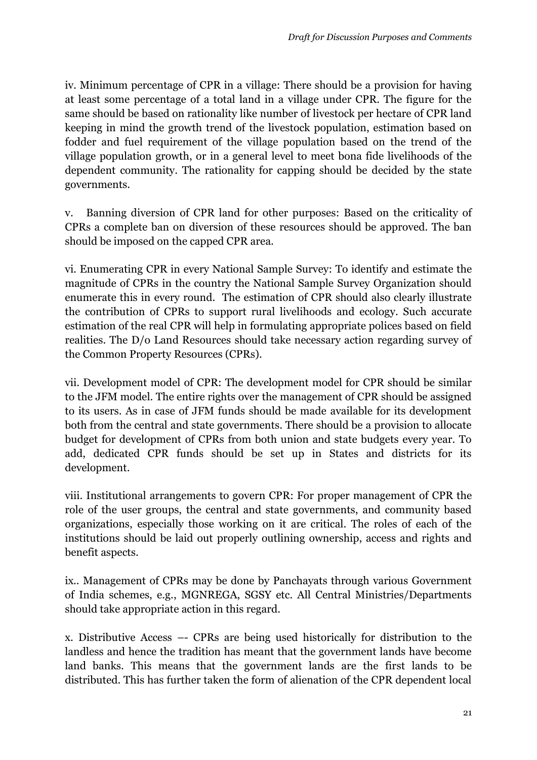iv. Minimum percentage of CPR in a village: There should be a provision for having at least some percentage of a total land in a village under CPR. The figure for the same should be based on rationality like number of livestock per hectare of CPR land keeping in mind the growth trend of the livestock population, estimation based on fodder and fuel requirement of the village population based on the trend of the village population growth, or in a general level to meet bona fide livelihoods of the dependent community. The rationality for capping should be decided by the state governments.

v. Banning diversion of CPR land for other purposes: Based on the criticality of CPRs a complete ban on diversion of these resources should be approved. The ban should be imposed on the capped CPR area.

vi. Enumerating CPR in every National Sample Survey: To identify and estimate the magnitude of CPRs in the country the National Sample Survey Organization should enumerate this in every round. The estimation of CPR should also clearly illustrate the contribution of CPRs to support rural livelihoods and ecology. Such accurate estimation of the real CPR will help in formulating appropriate polices based on field realities. The D/o Land Resources should take necessary action regarding survey of the Common Property Resources (CPRs).

vii. Development model of CPR: The development model for CPR should be similar to the JFM model. The entire rights over the management of CPR should be assigned to its users. As in case of JFM funds should be made available for its development both from the central and state governments. There should be a provision to allocate budget for development of CPRs from both union and state budgets every year. To add, dedicated CPR funds should be set up in States and districts for its development.

viii. Institutional arrangements to govern CPR: For proper management of CPR the role of the user groups, the central and state governments, and community based organizations, especially those working on it are critical. The roles of each of the institutions should be laid out properly outlining ownership, access and rights and benefit aspects.

ix.. Management of CPRs may be done by Panchayats through various Government of India schemes, e.g., MGNREGA, SGSY etc. All Central Ministries/Departments should take appropriate action in this regard.

x. Distributive Access –- CPRs are being used historically for distribution to the landless and hence the tradition has meant that the government lands have become land banks. This means that the government lands are the first lands to be distributed. This has further taken the form of alienation of the CPR dependent local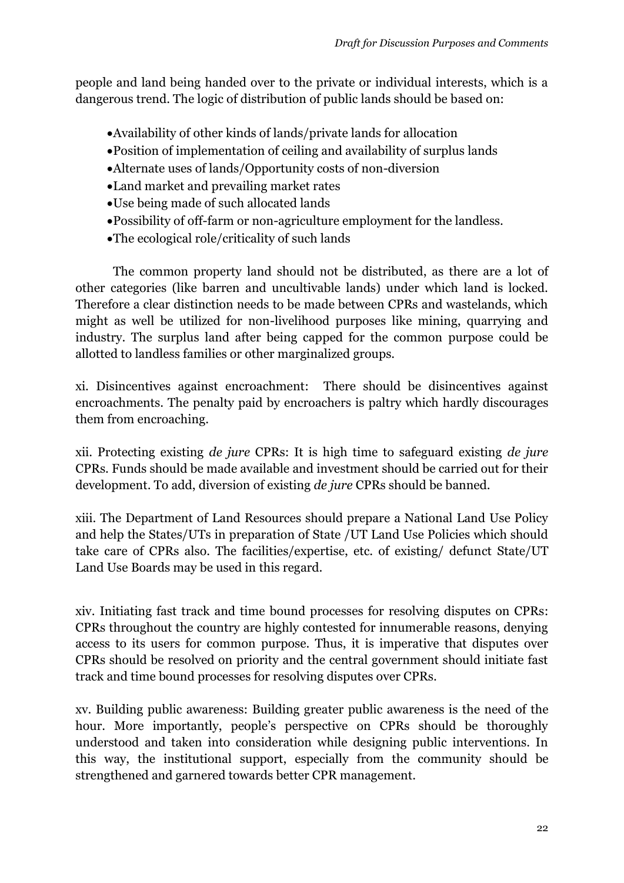people and land being handed over to the private or individual interests, which is a dangerous trend. The logic of distribution of public lands should be based on:

- Availability of other kinds of lands/private lands for allocation
- Position of implementation of ceiling and availability of surplus lands
- Alternate uses of lands/Opportunity costs of non-diversion
- Land market and prevailing market rates
- Use being made of such allocated lands
- Possibility of off-farm or non-agriculture employment for the landless.
- The ecological role/criticality of such lands

The common property land should not be distributed, as there are a lot of other categories (like barren and uncultivable lands) under which land is locked. Therefore a clear distinction needs to be made between CPRs and wastelands, which might as well be utilized for non-livelihood purposes like mining, quarrying and industry. The surplus land after being capped for the common purpose could be allotted to landless families or other marginalized groups.

xi. Disincentives against encroachment: There should be disincentives against encroachments. The penalty paid by encroachers is paltry which hardly discourages them from encroaching.

xii. Protecting existing *de jure* CPRs: It is high time to safeguard existing *de jure* CPRs. Funds should be made available and investment should be carried out for their development. To add, diversion of existing *de jure* CPRs should be banned.

xiii. The Department of Land Resources should prepare a National Land Use Policy and help the States/UTs in preparation of State /UT Land Use Policies which should take care of CPRs also. The facilities/expertise, etc. of existing/ defunct State/UT Land Use Boards may be used in this regard.

xiv. Initiating fast track and time bound processes for resolving disputes on CPRs: CPRs throughout the country are highly contested for innumerable reasons, denying access to its users for common purpose. Thus, it is imperative that disputes over CPRs should be resolved on priority and the central government should initiate fast track and time bound processes for resolving disputes over CPRs.

xv. Building public awareness: Building greater public awareness is the need of the hour. More importantly, people's perspective on CPRs should be thoroughly understood and taken into consideration while designing public interventions. In this way, the institutional support, especially from the community should be strengthened and garnered towards better CPR management.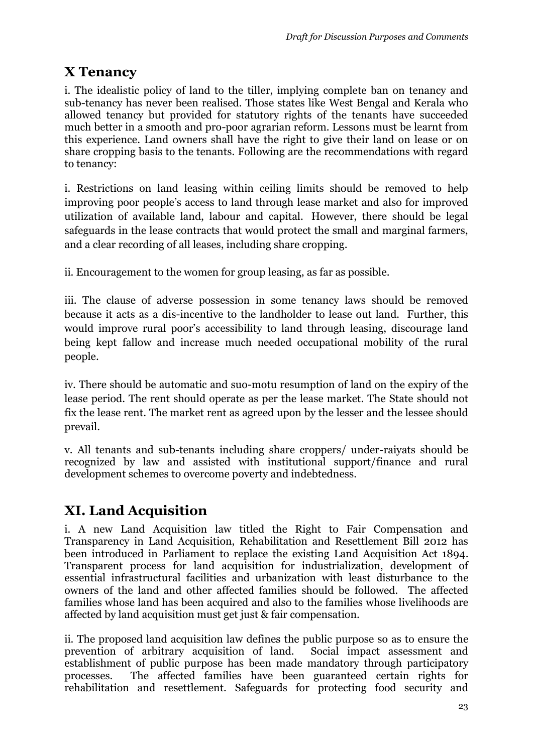## X Tenancy

i. The idealistic policy of land to the tiller, implying complete ban on tenancy and sub-tenancy has never been realised. Those states like West Bengal and Kerala who allowed tenancy but provided for statutory rights of the tenants have succeeded much better in a smooth and pro-poor agrarian reform. Lessons must be learnt from this experience. Land owners shall have the right to give their land on lease or on share cropping basis to the tenants. Following are the recommendations with regard to tenancy:

i. Restrictions on land leasing within ceiling limits should be removed to help improving poor people's access to land through lease market and also for improved utilization of available land, labour and capital. However, there should be legal safeguards in the lease contracts that would protect the small and marginal farmers, and a clear recording of all leases, including share cropping.

ii. Encouragement to the women for group leasing, as far as possible.

iii. The clause of adverse possession in some tenancy laws should be removed because it acts as a dis-incentive to the landholder to lease out land. Further, this would improve rural poor's accessibility to land through leasing, discourage land being kept fallow and increase much needed occupational mobility of the rural people.

iv. There should be automatic and suo-motu resumption of land on the expiry of the lease period. The rent should operate as per the lease market. The State should not fix the lease rent. The market rent as agreed upon by the lesser and the lessee should prevail.

v. All tenants and sub-tenants including share croppers/ under-raiyats should be recognized by law and assisted with institutional support/finance and rural development schemes to overcome poverty and indebtedness.

## XI. Land Acquisition

i. A new Land Acquisition law titled the Right to Fair Compensation and Transparency in Land Acquisition, Rehabilitation and Resettlement Bill 2012 has been introduced in Parliament to replace the existing Land Acquisition Act 1894. Transparent process for land acquisition for industrialization, development of essential infrastructural facilities and urbanization with least disturbance to the owners of the land and other affected families should be followed. The affected families whose land has been acquired and also to the families whose livelihoods are affected by land acquisition must get just & fair compensation.

ii. The proposed land acquisition law defines the public purpose so as to ensure the prevention of arbitrary acquisition of land. Social impact assessment and establishment of public purpose has been made mandatory through participatory processes. The affected families have been guaranteed certain rights for rehabilitation and resettlement. Safeguards for protecting food security and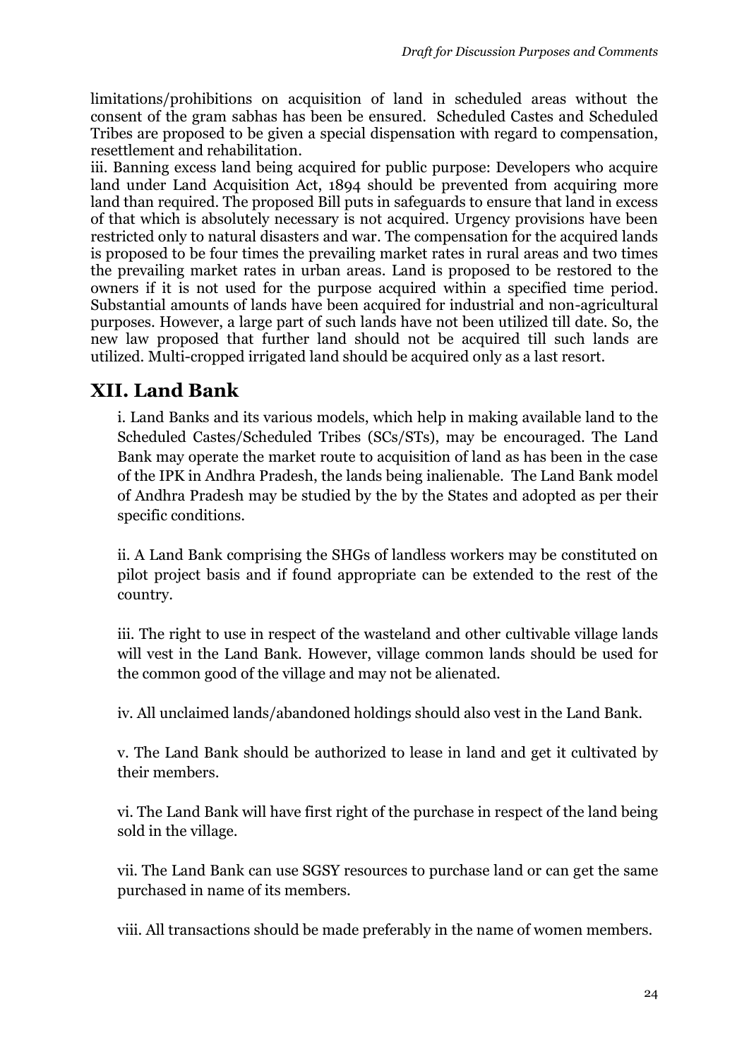limitations/prohibitions on acquisition of land in scheduled areas without the consent of the gram sabhas has been be ensured. Scheduled Castes and Scheduled Tribes are proposed to be given a special dispensation with regard to compensation, resettlement and rehabilitation.

iii. Banning excess land being acquired for public purpose: Developers who acquire land under Land Acquisition Act, 1894 should be prevented from acquiring more land than required. The proposed Bill puts in safeguards to ensure that land in excess of that which is absolutely necessary is not acquired. Urgency provisions have been restricted only to natural disasters and war. The compensation for the acquired lands is proposed to be four times the prevailing market rates in rural areas and two times the prevailing market rates in urban areas. Land is proposed to be restored to the owners if it is not used for the purpose acquired within a specified time period. Substantial amounts of lands have been acquired for industrial and non-agricultural purposes. However, a large part of such lands have not been utilized till date. So, the new law proposed that further land should not be acquired till such lands are utilized. Multi-cropped irrigated land should be acquired only as a last resort.

## XII. Land Bank

i. Land Banks and its various models, which help in making available land to the Scheduled Castes/Scheduled Tribes (SCs/STs), may be encouraged. The Land Bank may operate the market route to acquisition of land as has been in the case of the IPK in Andhra Pradesh, the lands being inalienable. The Land Bank model of Andhra Pradesh may be studied by the by the States and adopted as per their specific conditions.

ii. A Land Bank comprising the SHGs of landless workers may be constituted on pilot project basis and if found appropriate can be extended to the rest of the country.

iii. The right to use in respect of the wasteland and other cultivable village lands will vest in the Land Bank. However, village common lands should be used for the common good of the village and may not be alienated.

iv. All unclaimed lands/abandoned holdings should also vest in the Land Bank.

v. The Land Bank should be authorized to lease in land and get it cultivated by their members.

vi. The Land Bank will have first right of the purchase in respect of the land being sold in the village.

vii. The Land Bank can use SGSY resources to purchase land or can get the same purchased in name of its members.

viii. All transactions should be made preferably in the name of women members.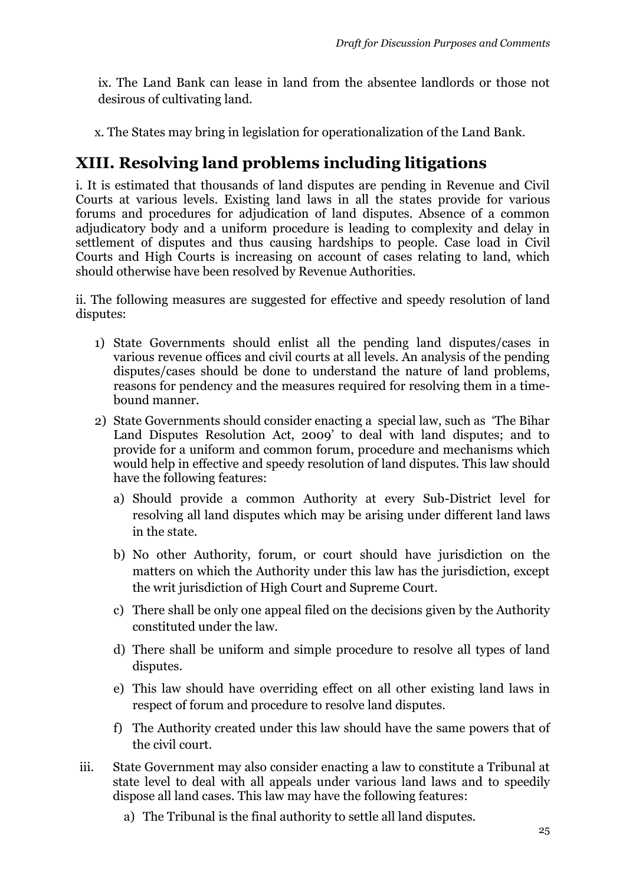ix. The Land Bank can lease in land from the absentee landlords or those not desirous of cultivating land.

x. The States may bring in legislation for operationalization of the Land Bank.

## XIII. Resolving land problems including litigations

i. It is estimated that thousands of land disputes are pending in Revenue and Civil Courts at various levels. Existing land laws in all the states provide for various forums and procedures for adjudication of land disputes. Absence of a common adjudicatory body and a uniform procedure is leading to complexity and delay in settlement of disputes and thus causing hardships to people. Case load in Civil Courts and High Courts is increasing on account of cases relating to land, which should otherwise have been resolved by Revenue Authorities.

ii. The following measures are suggested for effective and speedy resolution of land disputes:

1) State Governments should enlist all the pending land disputes/cases in various revenue offices and civil courts at all levels. An analysis of the pending disputes/cases should be done to understand the nature of land problems, reasons for pendency and the measures required for resolving them in a time-bound manner.
2) State Governments should consider enacting a special law, such as 'The Bihar Land Disputes Resolution Act, 2009' to deal with land disputes; and to provide for a uniform and common forum, procedure and mechanisms which would help in effective and speedy resolution of land disputes. This law should have the following features:
   a) Should provide a common Authority at every Sub-District level for resolving all land disputes which may be arising under different land laws in the state.
   b) No other Authority, forum, or court should have jurisdiction on the matters on which the Authority under this law has the jurisdiction, except the writ jurisdiction of High Court and Supreme Court.
   c) There shall be only one appeal filed on the decisions given by the Authority constituted under the law.
   d) There shall be uniform and simple procedure to resolve all types of land disputes.
   e) This law should have overriding effect on all other existing land laws in respect of forum and procedure to resolve land disputes.
   f) The Authority created under this law should have the same powers that of the civil court.

iii. State Government may also consider enacting a law to constitute a Tribunal at state level to deal with all appeals under various land laws and to speedily dispose all land cases. This law may have the following features:

   a) The Tribunal is the final authority to settle all land disputes.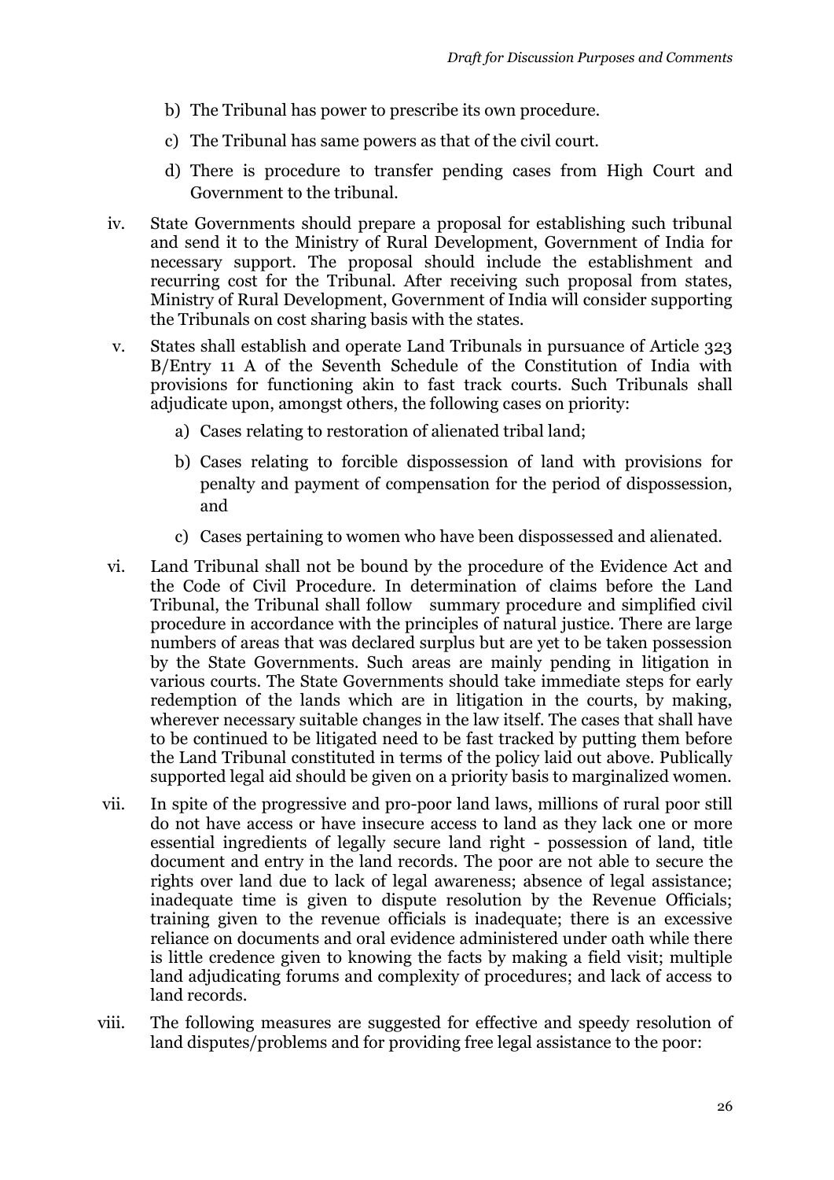b) The Tribunal has power to prescribe its own procedure.

c) The Tribunal has same powers as that of the civil court.

d) There is procedure to transfer pending cases from High Court and Government to the tribunal.

iv. State Governments should prepare a proposal for establishing such tribunal and send it to the Ministry of Rural Development, Government of India for necessary support. The proposal should include the establishment and recurring cost for the Tribunal. After receiving such proposal from states, Ministry of Rural Development, Government of India will consider supporting the Tribunals on cost sharing basis with the states.

v. States shall establish and operate Land Tribunals in pursuance of Article 323 B/Entry 11 A of the Seventh Schedule of the Constitution of India with provisions for functioning akin to fast track courts. Such Tribunals shall adjudicate upon, amongst others, the following cases on priority:

a) Cases relating to restoration of alienated tribal land;

b) Cases relating to forcible dispossession of land with provisions for penalty and payment of compensation for the period of dispossession, and

c) Cases pertaining to women who have been dispossessed and alienated.

vi. Land Tribunal shall not be bound by the procedure of the Evidence Act and the Code of Civil Procedure. In determination of claims before the Land Tribunal, the Tribunal shall follow summary procedure and simplified civil procedure in accordance with the principles of natural justice. There are large numbers of areas that was declared surplus but are yet to be taken possession by the State Governments. Such areas are mainly pending in litigation in various courts. The State Governments should take immediate steps for early redemption of the lands which are in litigation in the courts, by making, wherever necessary suitable changes in the law itself. The cases that shall have to be continued to be litigated need to be fast tracked by putting them before the Land Tribunal constituted in terms of the policy laid out above. Publically supported legal aid should be given on a priority basis to marginalized women.

vii. In spite of the progressive and pro-poor land laws, millions of rural poor still do not have access or have insecure access to land as they lack one or more essential ingredients of legally secure land right - possession of land, title document and entry in the land records. The poor are not able to secure the rights over land due to lack of legal awareness; absence of legal assistance; inadequate time is given to dispute resolution by the Revenue Officials; training given to the revenue officials is inadequate; there is an excessive reliance on documents and oral evidence administered under oath while there is little credence given to knowing the facts by making a field visit; multiple land adjudicating forums and complexity of procedures; and lack of access to land records.

viii. The following measures are suggested for effective and speedy resolution of land disputes/problems and for providing free legal assistance to the poor: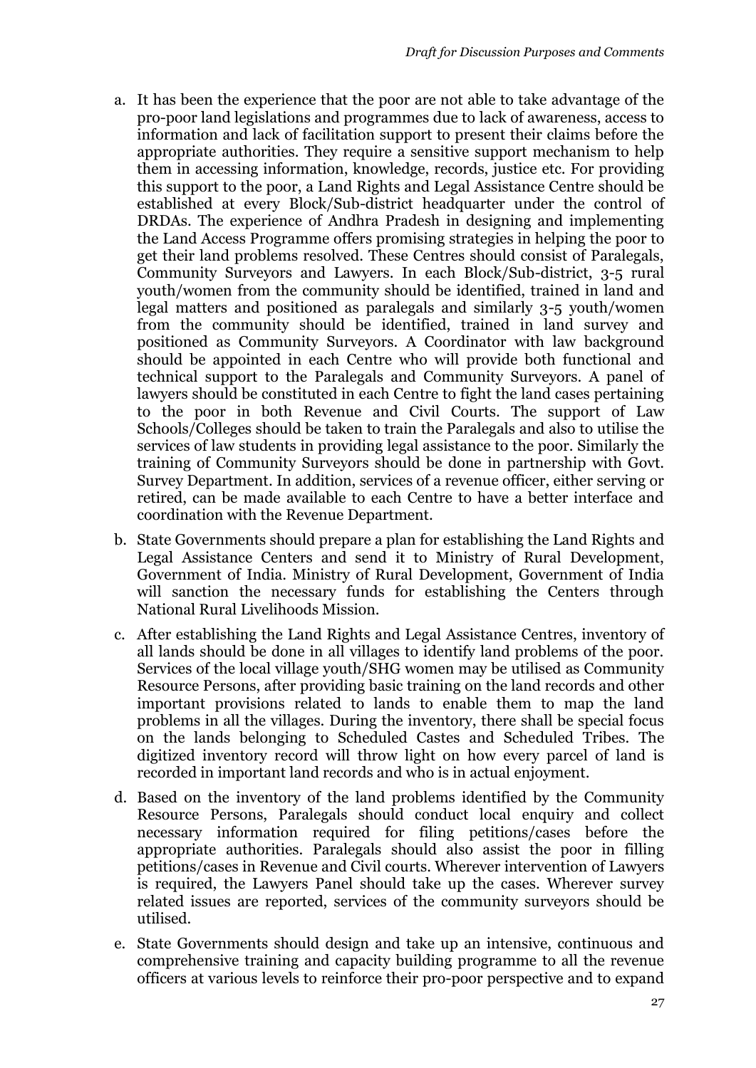a. It has been the experience that the poor are not able to take advantage of the pro-poor land legislations and programmes due to lack of awareness, access to information and lack of facilitation support to present their claims before the appropriate authorities. They require a sensitive support mechanism to help them in accessing information, knowledge, records, justice etc. For providing this support to the poor, a Land Rights and Legal Assistance Centre should be established at every Block/Sub-district headquarter under the control of DRDAs. The experience of Andhra Pradesh in designing and implementing the Land Access Programme offers promising strategies in helping the poor to get their land problems resolved. These Centres should consist of Paralegals, Community Surveyors and Lawyers. In each Block/Sub-district, 3-5 rural youth/women from the community should be identified, trained in land and legal matters and positioned as paralegals and similarly 3-5 youth/women from the community should be identified, trained in land survey and positioned as Community Surveyors. A Coordinator with law background should be appointed in each Centre who will provide both functional and technical support to the Paralegals and Community Surveyors. A panel of lawyers should be constituted in each Centre to fight the land cases pertaining to the poor in both Revenue and Civil Courts. The support of Law Schools/Colleges should be taken to train the Paralegals and also to utilise the services of law students in providing legal assistance to the poor. Similarly the training of Community Surveyors should be done in partnership with Govt. Survey Department. In addition, services of a revenue officer, either serving or retired, can be made available to each Centre to have a better interface and coordination with the Revenue Department.

b. State Governments should prepare a plan for establishing the Land Rights and Legal Assistance Centers and send it to Ministry of Rural Development, Government of India. Ministry of Rural Development, Government of India will sanction the necessary funds for establishing the Centers through National Rural Livelihoods Mission.

c. After establishing the Land Rights and Legal Assistance Centres, inventory of all lands should be done in all villages to identify land problems of the poor. Services of the local village youth/SHG women may be utilised as Community Resource Persons, after providing basic training on the land records and other important provisions related to lands to enable them to map the land problems in all the villages. During the inventory, there shall be special focus on the lands belonging to Scheduled Castes and Scheduled Tribes. The digitized inventory record will throw light on how every parcel of land is recorded in important land records and who is in actual enjoyment.

d. Based on the inventory of the land problems identified by the Community Resource Persons, Paralegals should conduct local enquiry and collect necessary information required for filing petitions/cases before the appropriate authorities. Paralegals should also assist the poor in filling petitions/cases in Revenue and Civil courts. Wherever intervention of Lawyers is required, the Lawyers Panel should take up the cases. Wherever survey related issues are reported, services of the community surveyors should be utilised.

e. State Governments should design and take up an intensive, continuous and comprehensive training and capacity building programme to all the revenue officers at various levels to reinforce their pro-poor perspective and to expand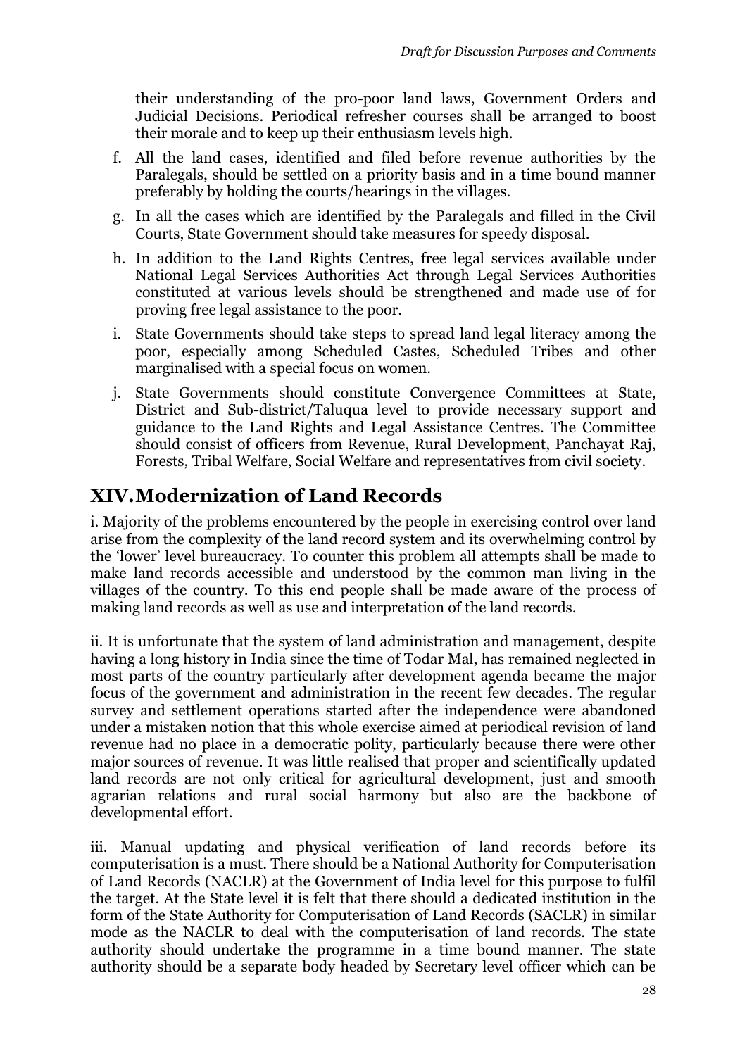their understanding of the pro-poor land laws, Government Orders and Judicial Decisions. Periodical refresher courses shall be arranged to boost their morale and to keep up their enthusiasm levels high.

f. All the land cases, identified and filed before revenue authorities by the Paralegals, should be settled on a priority basis and in a time bound manner preferably by holding the courts/hearings in the villages.

g. In all the cases which are identified by the Paralegals and filled in the Civil Courts, State Government should take measures for speedy disposal.

h. In addition to the Land Rights Centres, free legal services available under National Legal Services Authorities Act through Legal Services Authorities constituted at various levels should be strengthened and made use of for proving free legal assistance to the poor.

i. State Governments should take steps to spread land legal literacy among the poor, especially among Scheduled Castes, Scheduled Tribes and other marginalised with a special focus on women.

j. State Governments should constitute Convergence Committees at State, District and Sub-district/Taluqua level to provide necessary support and guidance to the Land Rights and Legal Assistance Centres. The Committee should consist of officers from Revenue, Rural Development, Panchayat Raj, Forests, Tribal Welfare, Social Welfare and representatives from civil society.

## XIV. Modernization of Land Records

i. Majority of the problems encountered by the people in exercising control over land arise from the complexity of the land record system and its overwhelming control by the 'lower' level bureaucracy. To counter this problem all attempts shall be made to make land records accessible and understood by the common man living in the villages of the country. To this end people shall be made aware of the process of making land records as well as use and interpretation of the land records.

ii. It is unfortunate that the system of land administration and management, despite having a long history in India since the time of Todar Mal, has remained neglected in most parts of the country particularly after development agenda became the major focus of the government and administration in the recent few decades. The regular survey and settlement operations started after the independence were abandoned under a mistaken notion that this whole exercise aimed at periodical revision of land revenue had no place in a democratic polity, particularly because there were other major sources of revenue. It was little realised that proper and scientifically updated land records are not only critical for agricultural development, just and smooth agrarian relations and rural social harmony but also are the backbone of developmental effort.

iii. Manual updating and physical verification of land records before its computerisation is a must. There should be a National Authority for Computerisation of Land Records (NACLR) at the Government of India level for this purpose to fulfil the target. At the State level it is felt that there should a dedicated institution in the form of the State Authority for Computerisation of Land Records (SACLR) in similar mode as the NACLR to deal with the computerisation of land records. The state authority should undertake the programme in a time bound manner. The state authority should be a separate body headed by Secretary level officer which can be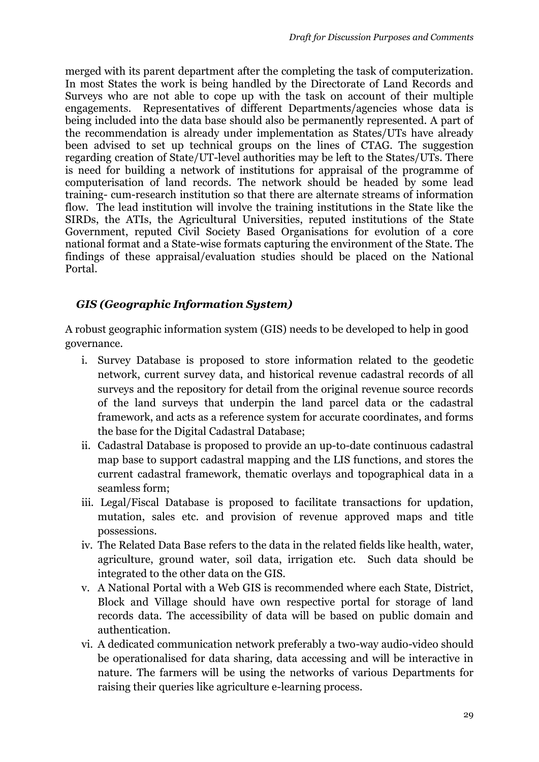merged with its parent department after the completing the task of computerization. In most States the work is being handled by the Directorate of Land Records and Surveys who are not able to cope up with the task on account of their multiple engagements. Representatives of different Departments/agencies whose data is being included into the data base should also be permanently represented. A part of the recommendation is already under implementation as States/UTs have already been advised to set up technical groups on the lines of CTAG. The suggestion regarding creation of State/UT-level authorities may be left to the States/UTs. There is need for building a network of institutions for appraisal of the programme of computerisation of land records. The network should be headed by some lead training- cum-research institution so that there are alternate streams of information flow. The lead institution will involve the training institutions in the State like the SIRDs, the ATIs, the Agricultural Universities, reputed institutions of the State Government, reputed Civil Society Based Organisations for evolution of a core national format and a State-wise formats capturing the environment of the State. The findings of these appraisal/evaluation studies should be placed on the National Portal.

### *GIS (Geographic Information System)*

A robust geographic information system (GIS) needs to be developed to help in good governance.

i. Survey Database is proposed to store information related to the geodetic network, current survey data, and historical revenue cadastral records of all surveys and the repository for detail from the original revenue source records of the land surveys that underpin the land parcel data or the cadastral framework, and acts as a reference system for accurate coordinates, and forms the base for the Digital Cadastral Database;
ii. Cadastral Database is proposed to provide an up-to-date continuous cadastral map base to support cadastral mapping and the LIS functions, and stores the current cadastral framework, thematic overlays and topographical data in a seamless form;
iii. Legal/Fiscal Database is proposed to facilitate transactions for updation, mutation, sales etc. and provision of revenue approved maps and title possessions.
iv. The Related Data Base refers to the data in the related fields like health, water, agriculture, ground water, soil data, irrigation etc. Such data should be integrated to the other data on the GIS.
v. A National Portal with a Web GIS is recommended where each State, District, Block and Village should have own respective portal for storage of land records data. The accessibility of data will be based on public domain and authentication.
vi. A dedicated communication network preferably a two-way audio-video should be operationalised for data sharing, data accessing and will be interactive in nature. The farmers will be using the networks of various Departments for raising their queries like agriculture e-learning process.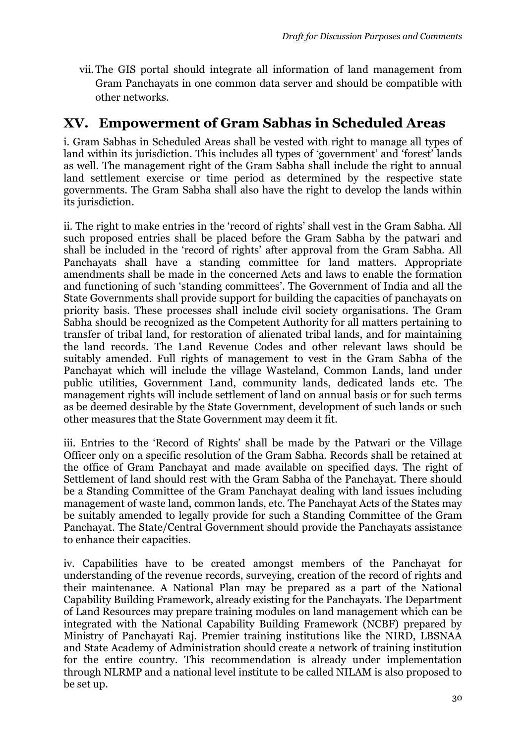vii. The GIS portal should integrate all information of land management from Gram Panchayats in one common data server and should be compatible with other networks.

## XV. Empowerment of Gram Sabhas in Scheduled Areas

i. Gram Sabhas in Scheduled Areas shall be vested with right to manage all types of land within its jurisdiction. This includes all types of 'government' and 'forest' lands as well. The management right of the Gram Sabha shall include the right to annual land settlement exercise or time period as determined by the respective state governments. The Gram Sabha shall also have the right to develop the lands within its jurisdiction.

ii. The right to make entries in the 'record of rights' shall vest in the Gram Sabha. All such proposed entries shall be placed before the Gram Sabha by the patwari and shall be included in the 'record of rights' after approval from the Gram Sabha. All Panchayats shall have a standing committee for land matters. Appropriate amendments shall be made in the concerned Acts and laws to enable the formation and functioning of such 'standing committees'. The Government of India and all the State Governments shall provide support for building the capacities of panchayats on priority basis. These processes shall include civil society organisations. The Gram Sabha should be recognized as the Competent Authority for all matters pertaining to transfer of tribal land, for restoration of alienated tribal lands, and for maintaining the land records. The Land Revenue Codes and other relevant laws should be suitably amended. Full rights of management to vest in the Gram Sabha of the Panchayat which will include the village Wasteland, Common Lands, land under public utilities, Government Land, community lands, dedicated lands etc. The management rights will include settlement of land on annual basis or for such terms as be deemed desirable by the State Government, development of such lands or such other measures that the State Government may deem it fit.

iii. Entries to the 'Record of Rights' shall be made by the Patwari or the Village Officer only on a specific resolution of the Gram Sabha. Records shall be retained at the office of Gram Panchayat and made available on specified days. The right of Settlement of land should rest with the Gram Sabha of the Panchayat. There should be a Standing Committee of the Gram Panchayat dealing with land issues including management of waste land, common lands, etc. The Panchayat Acts of the States may be suitably amended to legally provide for such a Standing Committee of the Gram Panchayat. The State/Central Government should provide the Panchayats assistance to enhance their capacities.

iv. Capabilities have to be created amongst members of the Panchayat for understanding of the revenue records, surveying, creation of the record of rights and their maintenance. A National Plan may be prepared as a part of the National Capability Building Framework, already existing for the Panchayats. The Department of Land Resources may prepare training modules on land management which can be integrated with the National Capability Building Framework (NCBF) prepared by Ministry of Panchayati Raj. Premier training institutions like the NIRD, LBSNAA and State Academy of Administration should create a network of training institution for the entire country. This recommendation is already under implementation through NLRMP and a national level institute to be called NILAM is also proposed to be set up.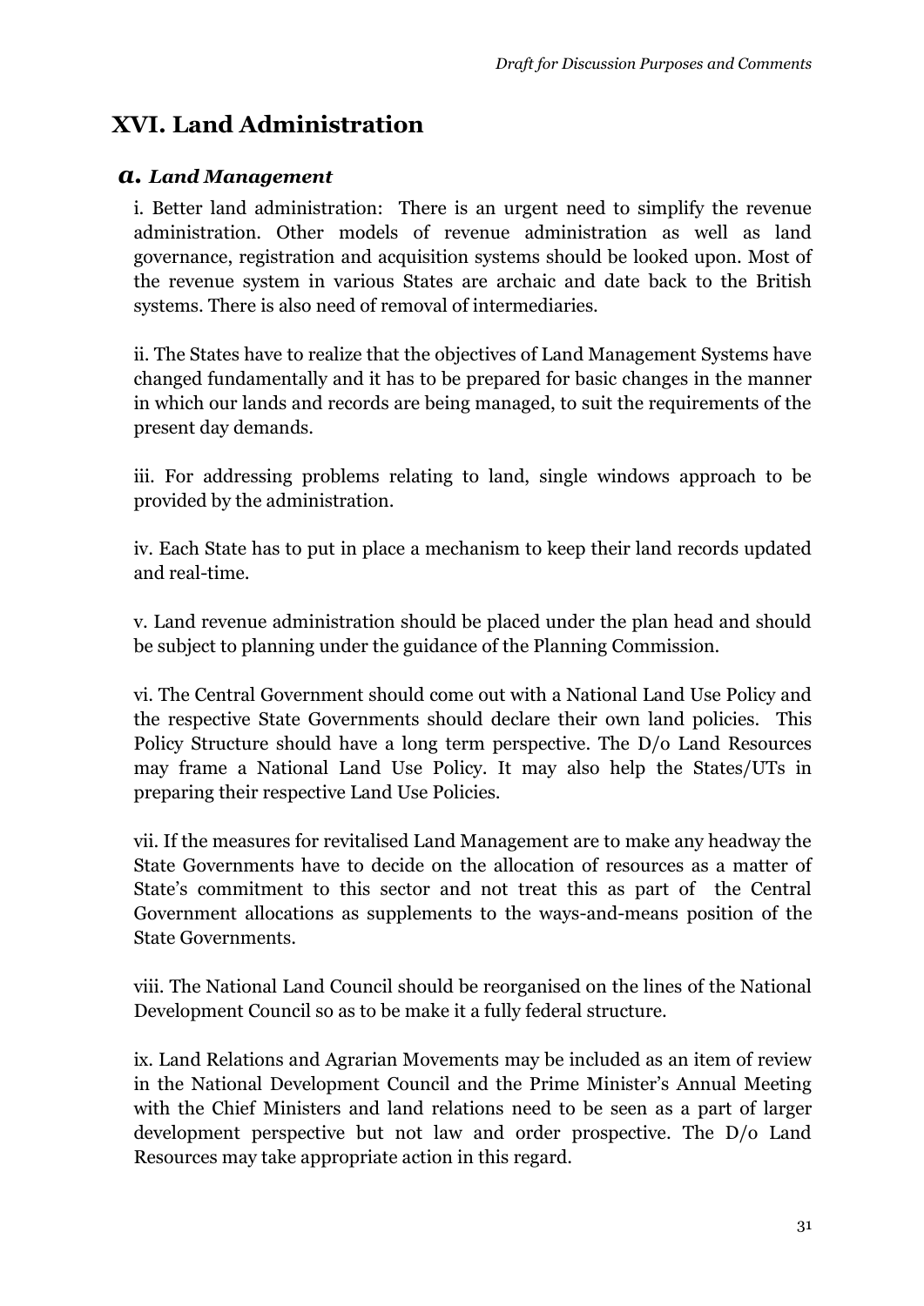# XVI. Land Administration

## *a. Land Management*

i. Better land administration: There is an urgent need to simplify the revenue administration. Other models of revenue administration as well as land governance, registration and acquisition systems should be looked upon. Most of the revenue system in various States are archaic and date back to the British systems. There is also need of removal of intermediaries.

ii. The States have to realize that the objectives of Land Management Systems have changed fundamentally and it has to be prepared for basic changes in the manner in which our lands and records are being managed, to suit the requirements of the present day demands.

iii. For addressing problems relating to land, single windows approach to be provided by the administration.

iv. Each State has to put in place a mechanism to keep their land records updated and real-time.

v. Land revenue administration should be placed under the plan head and should be subject to planning under the guidance of the Planning Commission.

vi. The Central Government should come out with a National Land Use Policy and the respective State Governments should declare their own land policies. This Policy Structure should have a long term perspective. The D/o Land Resources may frame a National Land Use Policy. It may also help the States/UTs in preparing their respective Land Use Policies.

vii. If the measures for revitalised Land Management are to make any headway the State Governments have to decide on the allocation of resources as a matter of State's commitment to this sector and not treat this as part of the Central Government allocations as supplements to the ways-and-means position of the State Governments.

viii. The National Land Council should be reorganised on the lines of the National Development Council so as to be make it a fully federal structure.

ix. Land Relations and Agrarian Movements may be included as an item of review in the National Development Council and the Prime Minister's Annual Meeting with the Chief Ministers and land relations need to be seen as a part of larger development perspective but not law and order prospective. The D/o Land Resources may take appropriate action in this regard.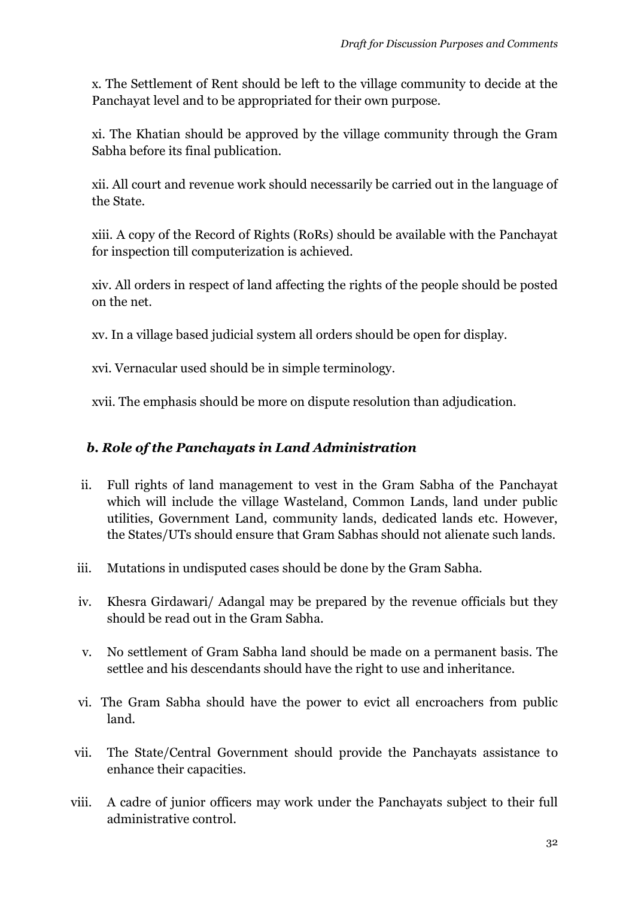x. The Settlement of Rent should be left to the village community to decide at the Panchayat level and to be appropriated for their own purpose.

xi. The Khatian should be approved by the village community through the Gram Sabha before its final publication.

xii. All court and revenue work should necessarily be carried out in the language of the State.

xiii. A copy of the Record of Rights (RoRs) should be available with the Panchayat for inspection till computerization is achieved.

xiv. All orders in respect of land affecting the rights of the people should be posted on the net.

xv. In a village based judicial system all orders should be open for display.

xvi. Vernacular used should be in simple terminology.

xvii. The emphasis should be more on dispute resolution than adjudication.

### *b. Role of the Panchayats in Land Administration*

ii. Full rights of land management to vest in the Gram Sabha of the Panchayat which will include the village Wasteland, Common Lands, land under public utilities, Government Land, community lands, dedicated lands etc. However, the States/UTs should ensure that Gram Sabhas should not alienate such lands.

iii. Mutations in undisputed cases should be done by the Gram Sabha.

iv. Khesra Girdawari/ Adangal may be prepared by the revenue officials but they should be read out in the Gram Sabha.

v. No settlement of Gram Sabha land should be made on a permanent basis. The settlee and his descendants should have the right to use and inheritance.

vi. The Gram Sabha should have the power to evict all encroachers from public land.

vii. The State/Central Government should provide the Panchayats assistance to enhance their capacities.

viii. A cadre of junior officers may work under the Panchayats subject to their full administrative control.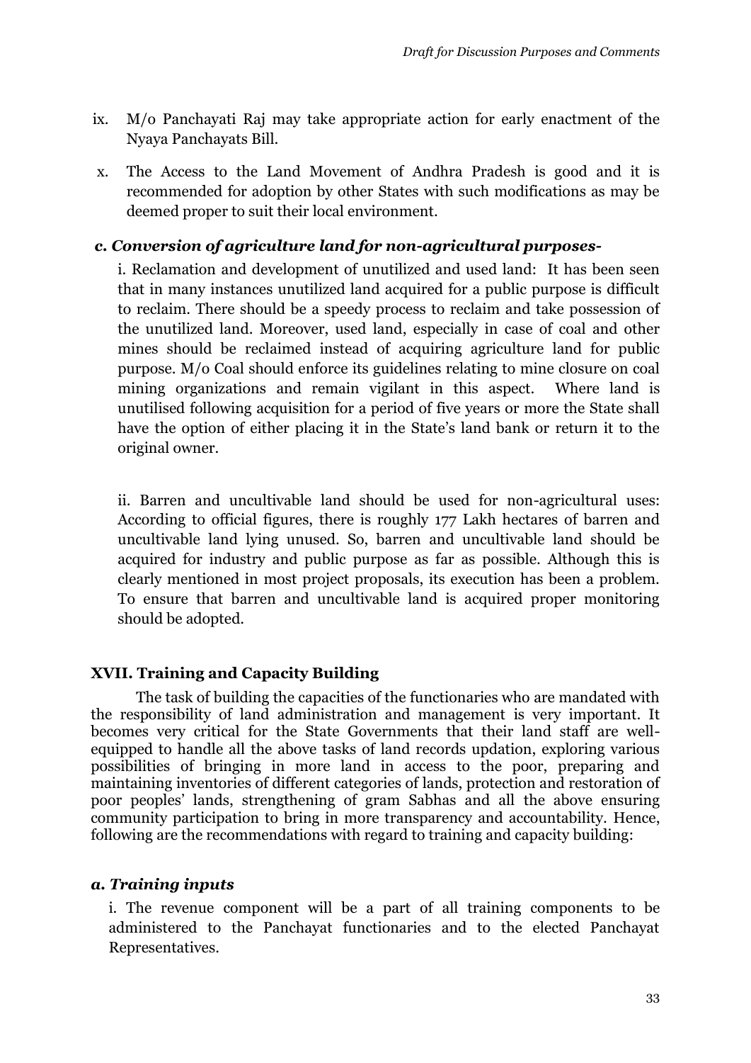ix. M/o Panchayati Raj may take appropriate action for early enactment of the Nyaya Panchayats Bill.

x. The Access to the Land Movement of Andhra Pradesh is good and it is recommended for adoption by other States with such modifications as may be deemed proper to suit their local environment.

### *c. Conversion of agriculture land for non-agricultural purposes-*

i. Reclamation and development of unutilized and used land: It has been seen that in many instances unutilized land acquired for a public purpose is difficult to reclaim. There should be a speedy process to reclaim and take possession of the unutilized land. Moreover, used land, especially in case of coal and other mines should be reclaimed instead of acquiring agriculture land for public purpose. M/o Coal should enforce its guidelines relating to mine closure on coal mining organizations and remain vigilant in this aspect. Where land is unutilised following acquisition for a period of five years or more the State shall have the option of either placing it in the State's land bank or return it to the original owner.

ii. Barren and uncultivable land should be used for non-agricultural uses: According to official figures, there is roughly 177 Lakh hectares of barren and uncultivable land lying unused. So, barren and uncultivable land should be acquired for industry and public purpose as far as possible. Although this is clearly mentioned in most project proposals, its execution has been a problem. To ensure that barren and uncultivable land is acquired proper monitoring should be adopted.

## XVII. Training and Capacity Building

The task of building the capacities of the functionaries who are mandated with the responsibility of land administration and management is very important. It becomes very critical for the State Governments that their land staff are well-equipped to handle all the above tasks of land records updation, exploring various possibilities of bringing in more land in access to the poor, preparing and maintaining inventories of different categories of lands, protection and restoration of poor peoples' lands, strengthening of gram Sabhas and all the above ensuring community participation to bring in more transparency and accountability. Hence, following are the recommendations with regard to training and capacity building:

### *a. Training inputs*

i. The revenue component will be a part of all training components to be administered to the Panchayat functionaries and to the elected Panchayat Representatives.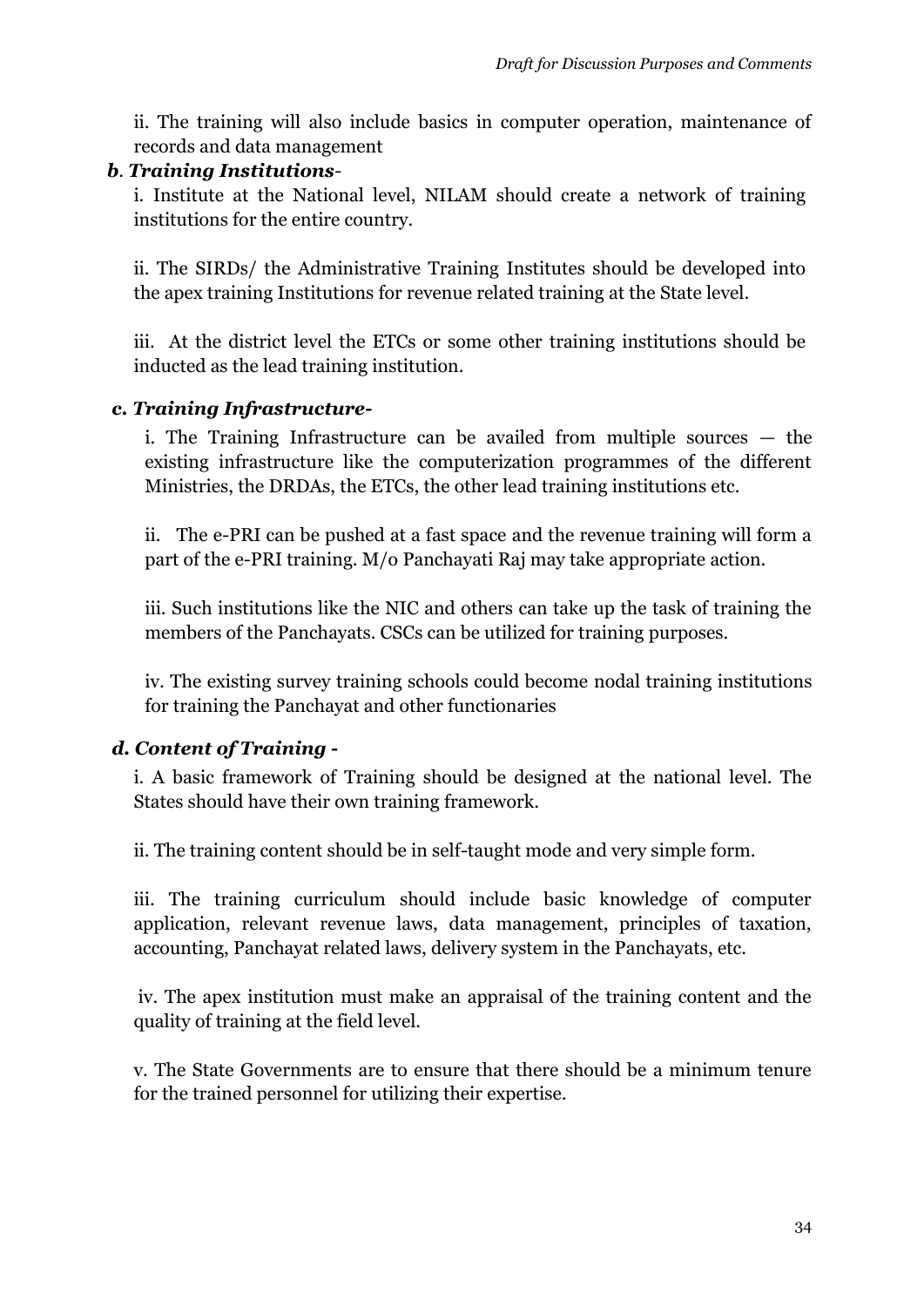ii. The training will also include basics in computer operation, maintenance of records and data management

***b. Training Institutions-***

i. Institute at the National level, NILAM should create a network of training institutions for the entire country.

ii. The SIRDs/ the Administrative Training Institutes should be developed into the apex training Institutions for revenue related training at the State level.

iii. At the district level the ETCs or some other training institutions should be inducted as the lead training institution.

***c. Training Infrastructure-***

i. The Training Infrastructure can be availed from multiple sources — the existing infrastructure like the computerization programmes of the different Ministries, the DRDAs, the ETCs, the other lead training institutions etc.

ii. The e-PRI can be pushed at a fast space and the revenue training will form a part of the e-PRI training. M/o Panchayati Raj may take appropriate action.

iii. Such institutions like the NIC and others can take up the task of training the members of the Panchayats. CSCs can be utilized for training purposes.

iv. The existing survey training schools could become nodal training institutions for training the Panchayat and other functionaries

***d. Content of Training -***

i. A basic framework of Training should be designed at the national level. The States should have their own training framework.

ii. The training content should be in self-taught mode and very simple form.

iii. The training curriculum should include basic knowledge of computer application, relevant revenue laws, data management, principles of taxation, accounting, Panchayat related laws, delivery system in the Panchayats, etc.

iv. The apex institution must make an appraisal of the training content and the quality of training at the field level.

v. The State Governments are to ensure that there should be a minimum tenure for the trained personnel for utilizing their expertise.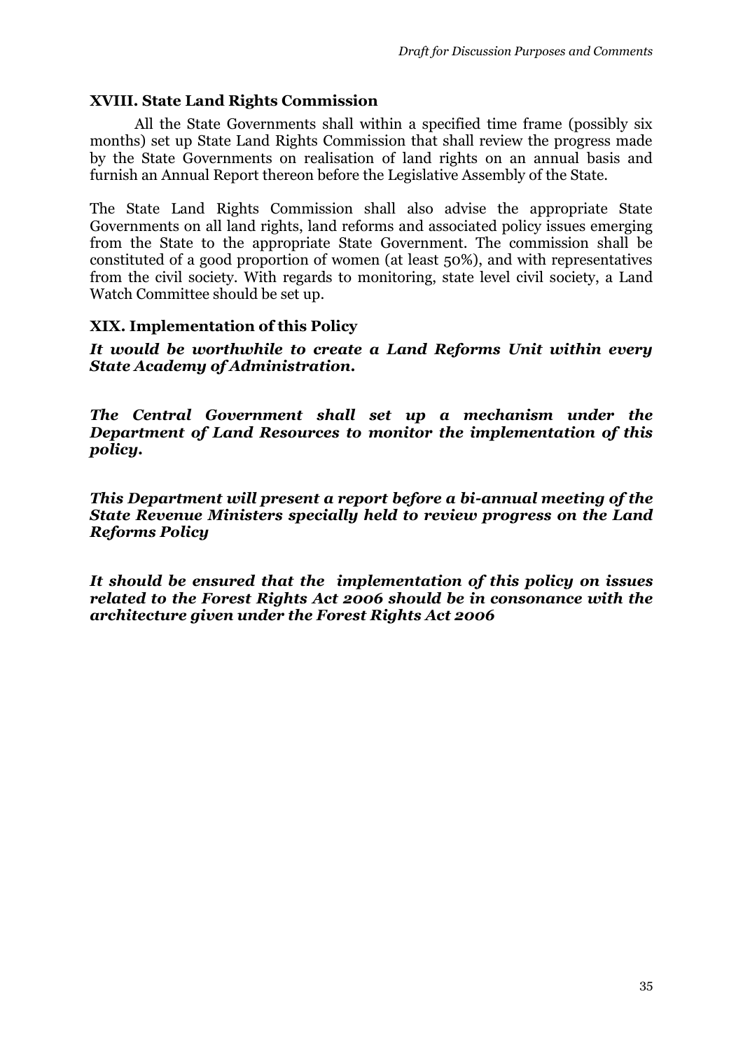## XVIII. State Land Rights Commission

All the State Governments shall within a specified time frame (possibly six months) set up State Land Rights Commission that shall review the progress made by the State Governments on realisation of land rights on an annual basis and furnish an Annual Report thereon before the Legislative Assembly of the State.

The State Land Rights Commission shall also advise the appropriate State Governments on all land rights, land reforms and associated policy issues emerging from the State to the appropriate State Government. The commission shall be constituted of a good proportion of women (at least 50%), and with representatives from the civil society. With regards to monitoring, state level civil society, a Land Watch Committee should be set up.

## XIX. Implementation of this Policy

***It would be worthwhile to create a Land Reforms Unit within every State Academy of Administration.***

***The Central Government shall set up a mechanism under the Department of Land Resources to monitor the implementation of this policy.***

***This Department will present a report before a bi-annual meeting of the State Revenue Ministers specially held to review progress on the Land Reforms Policy***

***It should be ensured that the implementation of this policy on issues related to the Forest Rights Act 2006 should be in consonance with the architecture given under the Forest Rights Act 2006***